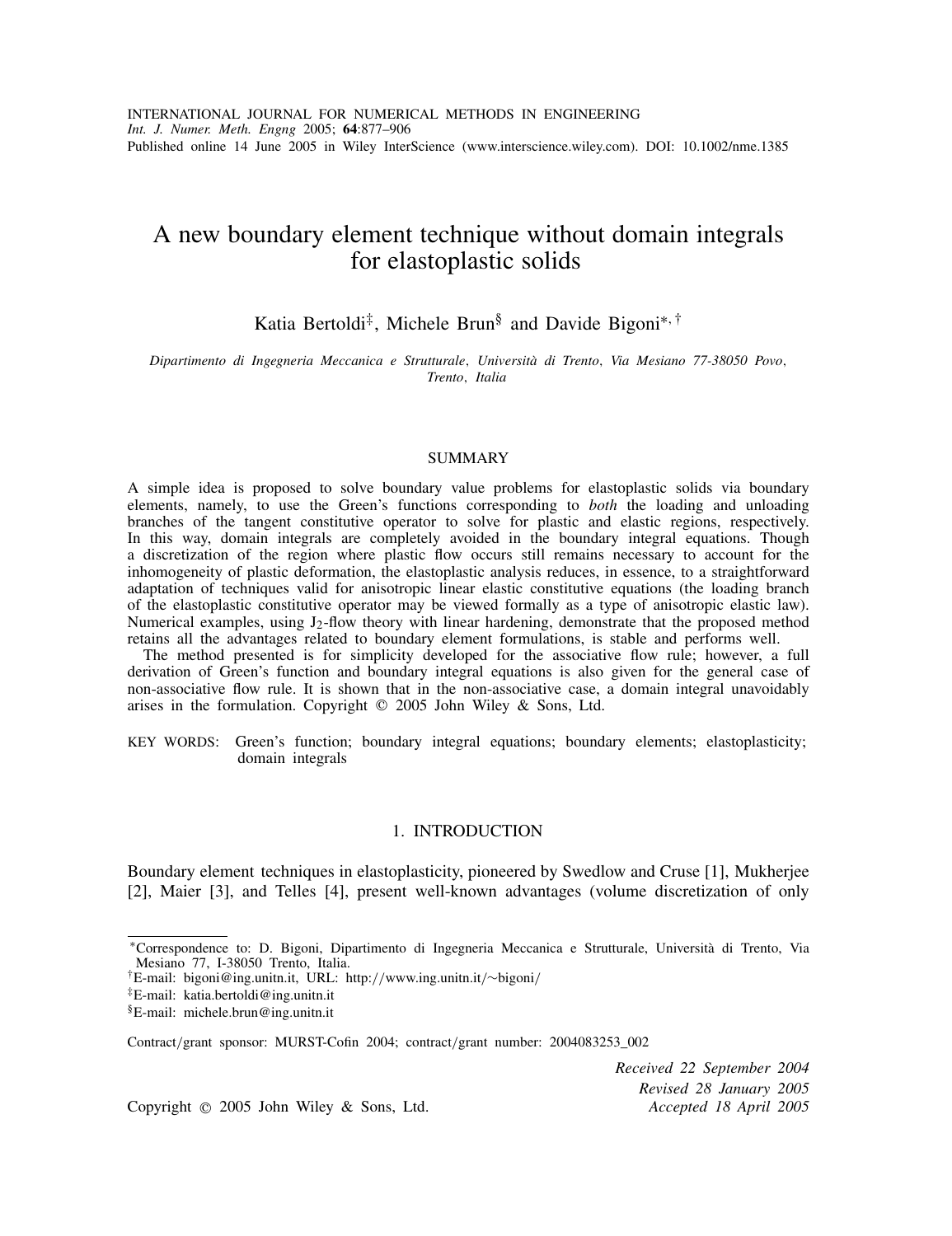INTERNATIONAL JOURNAL FOR NUMERICAL METHODS IN ENGINEERING
*Int. J. Numer. Meth. Engng* 2005; **64**:877–906
Published online 14 June 2005 in Wiley InterScience (www.interscience.wiley.com). DOI: 10.1002/nme.1385

# A new boundary element technique without domain integrals for elastoplastic solids

Katia Bertoldi[‡], Michele Brun[§] and Davide Bigoni[∗,†]

*Dipartimento di Ingegneria Meccanica e Strutturale, Università di Trento, Via Mesiano 77-38050 Povo, Trento, Italia*

## SUMMARY

A simple idea is proposed to solve boundary value problems for elastoplastic solids via boundary elements, namely, to use the Green's functions corresponding to *both* the loading and unloading branches of the tangent constitutive operator to solve for plastic and elastic regions, respectively. In this way, domain integrals are completely avoided in the boundary integral equations. Though a discretization of the region where plastic flow occurs still remains necessary to account for the inhomogeneity of plastic deformation, the elastoplastic analysis reduces, in essence, to a straightforward adaptation of techniques valid for anisotropic linear elastic constitutive equations (the loading branch of the elastoplastic constitutive operator may be viewed formally as a type of anisotropic elastic law). Numerical examples, using $J_2$-flow theory with linear hardening, demonstrate that the proposed method retains all the advantages related to boundary element formulations, is stable and performs well.

The method presented is for simplicity developed for the associative flow rule; however, a full derivation of Green's function and boundary integral equations is also given for the general case of non-associative flow rule. It is shown that in the non-associative case, a domain integral unavoidably arises in the formulation. Copyright © 2005 John Wiley & Sons, Ltd.

KEY WORDS: Green's function; boundary integral equations; boundary elements; elastoplasticity; domain integrals

## 1. INTRODUCTION

Boundary element techniques in elastoplasticity, pioneered by Swedlow and Cruse [1], Mukherjee [2], Maier [3], and Telles [4], present well-known advantages (volume discretization of only

∗Correspondence to: D. Bigoni, Dipartimento di Ingegneria Meccanica e Strutturale, Università di Trento, Via Mesiano 77, I-38050 Trento, Italia.
†E-mail: bigoni@ing.unitn.it, URL: http://www.ing.unitn.it/∼bigoni/
‡E-mail: katia.bertoldi@ing.unitn.it
§E-mail: michele.brun@ing.unitn.it

Contract/grant sponsor: MURST-Cofin 2004; contract/grant number: 2004083253_002

Copyright © 2005 John Wiley & Sons, Ltd.

*Received 22 September 2004*
*Revised 28 January 2005*
*Accepted 18 April 2005*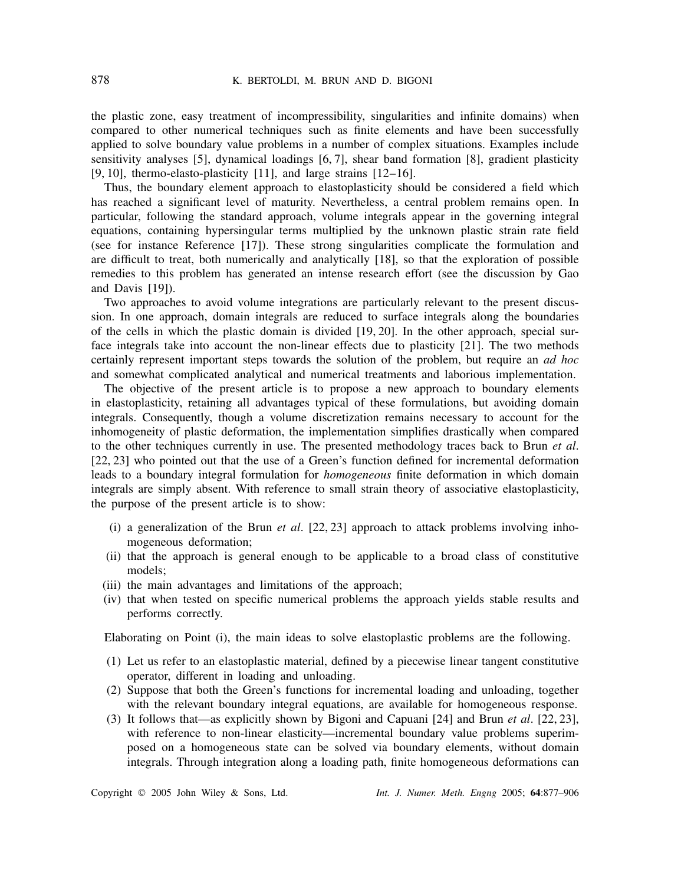the plastic zone, easy treatment of incompressibility, singularities and infinite domains) when compared to other numerical techniques such as finite elements and have been successfully applied to solve boundary value problems in a number of complex situations. Examples include sensitivity analyses [5], dynamical loadings [6, 7], shear band formation [8], gradient plasticity [9, 10], thermo-elasto-plasticity [11], and large strains [12–16].

Thus, the boundary element approach to elastoplasticity should be considered a field which has reached a significant level of maturity. Nevertheless, a central problem remains open. In particular, following the standard approach, volume integrals appear in the governing integral equations, containing hypersingular terms multiplied by the unknown plastic strain rate field (see for instance Reference [17]). These strong singularities complicate the formulation and are difficult to treat, both numerically and analytically [18], so that the exploration of possible remedies to this problem has generated an intense research effort (see the discussion by Gao and Davis [19]).

Two approaches to avoid volume integrations are particularly relevant to the present discussion. In one approach, domain integrals are reduced to surface integrals along the boundaries of the cells in which the plastic domain is divided [19, 20]. In the other approach, special surface integrals take into account the non-linear effects due to plasticity [21]. The two methods certainly represent important steps towards the solution of the problem, but require an *ad hoc* and somewhat complicated analytical and numerical treatments and laborious implementation.

The objective of the present article is to propose a new approach to boundary elements in elastoplasticity, retaining all advantages typical of these formulations, but avoiding domain integrals. Consequently, though a volume discretization remains necessary to account for the inhomogeneity of plastic deformation, the implementation simplifies drastically when compared to the other techniques currently in use. The presented methodology traces back to Brun *et al*. [22, 23] who pointed out that the use of a Green's function defined for incremental deformation leads to a boundary integral formulation for *homogeneous* finite deformation in which domain integrals are simply absent. With reference to small strain theory of associative elastoplasticity, the purpose of the present article is to show:

(i) a generalization of the Brun *et al*. [22, 23] approach to attack problems involving inhomogeneous deformation;
(ii) that the approach is general enough to be applicable to a broad class of constitutive models;
(iii) the main advantages and limitations of the approach;
(iv) that when tested on specific numerical problems the approach yields stable results and performs correctly.

Elaborating on Point (i), the main ideas to solve elastoplastic problems are the following.

1. Let us refer to an elastoplastic material, defined by a piecewise linear tangent constitutive operator, different in loading and unloading.
2. Suppose that both the Green's functions for incremental loading and unloading, together with the relevant boundary integral equations, are available for homogeneous response.
3. It follows that—as explicitly shown by Bigoni and Capuani [24] and Brun *et al*. [22, 23], with reference to non-linear elasticity—incremental boundary value problems superimposed on a homogeneous state can be solved via boundary elements, without domain integrals. Through integration along a loading path, finite homogeneous deformations can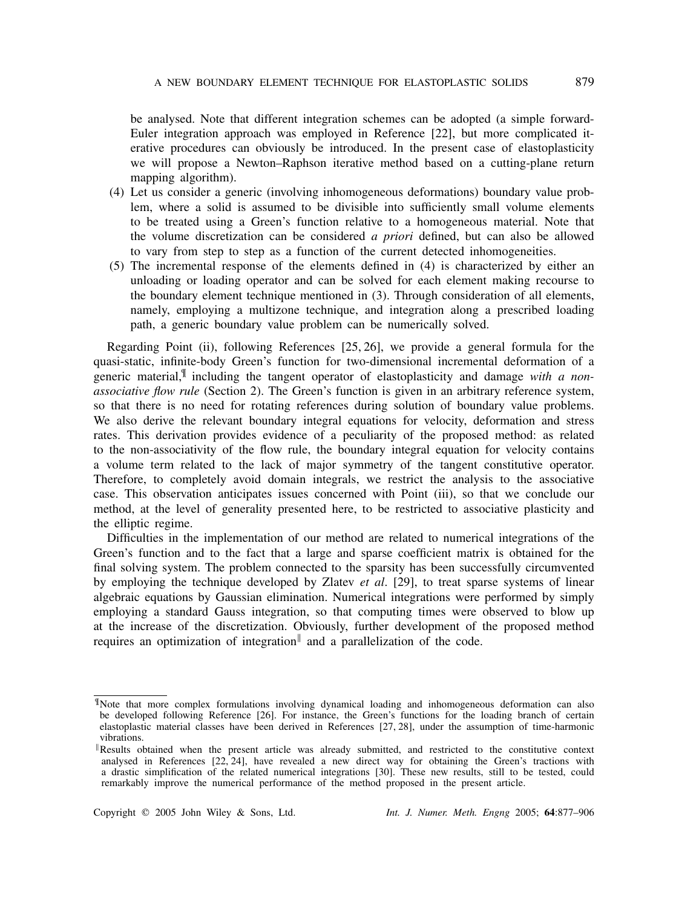be analysed. Note that different integration schemes can be adopted (a simple forward-Euler integration approach was employed in Reference [22], but more complicated iterative procedures can obviously be introduced. In the present case of elastoplasticity we will propose a Newton–Raphson iterative method based on a cutting-plane return mapping algorithm).

(4) Let us consider a generic (involving inhomogeneous deformations) boundary value problem, where a solid is assumed to be divisible into sufficiently small volume elements to be treated using a Green's function relative to a homogeneous material. Note that the volume discretization can be considered *a priori* defined, but can also be allowed to vary from step to step as a function of the current detected inhomogeneities.

(5) The incremental response of the elements defined in (4) is characterized by either an unloading or loading operator and can be solved for each element making recourse to the boundary element technique mentioned in (3). Through consideration of all elements, namely, employing a multizone technique, and integration along a prescribed loading path, a generic boundary value problem can be numerically solved.

Regarding Point (ii), following References [25, 26], we provide a general formula for the quasi-static, infinite-body Green's function for two-dimensional incremental deformation of a generic material,[¶] including the tangent operator of elastoplasticity and damage *with a non-associative flow rule* (Section 2). The Green's function is given in an arbitrary reference system, so that there is no need for rotating references during solution of boundary value problems. We also derive the relevant boundary integral equations for velocity, deformation and stress rates. This derivation provides evidence of a peculiarity of the proposed method: as related to the non-associativity of the flow rule, the boundary integral equation for velocity contains a volume term related to the lack of major symmetry of the tangent constitutive operator. Therefore, to completely avoid domain integrals, we restrict the analysis to the associative case. This observation anticipates issues concerned with Point (iii), so that we conclude our method, at the level of generality presented here, to be restricted to associative plasticity and the elliptic regime.

Difficulties in the implementation of our method are related to numerical integrations of the Green's function and to the fact that a large and sparse coefficient matrix is obtained for the final solving system. The problem connected to the sparsity has been successfully circumvented by employing the technique developed by Zlatev *et al*. [29], to treat sparse systems of linear algebraic equations by Gaussian elimination. Numerical integrations were performed by simply employing a standard Gauss integration, so that computing times were observed to blow up at the increase of the discretization. Obviously, further development of the proposed method requires an optimization of integration[‖] and a parallelization of the code.

---

[¶] Note that more complex formulations involving dynamical loading and inhomogeneous deformation can also be developed following Reference [26]. For instance, the Green's functions for the loading branch of certain elastoplastic material classes have been derived in References [27, 28], under the assumption of time-harmonic vibrations.

[‖] Results obtained when the present article was already submitted, and restricted to the constitutive context analysed in References [22, 24], have revealed a new direct way for obtaining the Green's tractions with a drastic simplification of the related numerical integrations [30]. These new results, still to be tested, could remarkably improve the numerical performance of the method proposed in the present article.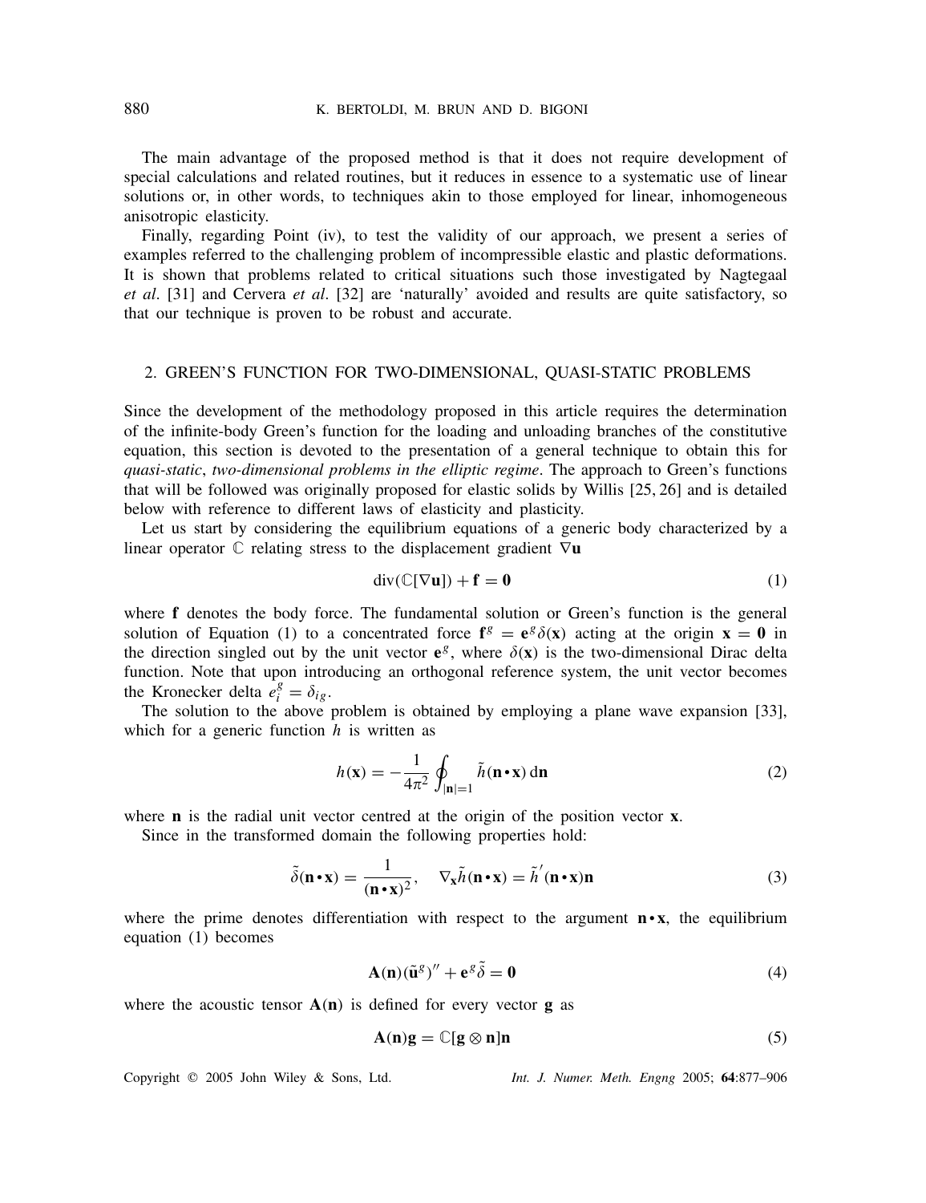The main advantage of the proposed method is that it does not require development of special calculations and related routines, but it reduces in essence to a systematic use of linear solutions or, in other words, to techniques akin to those employed for linear, inhomogeneous anisotropic elasticity.

Finally, regarding Point (iv), to test the validity of our approach, we present a series of examples referred to the challenging problem of incompressible elastic and plastic deformations. It is shown that problems related to critical situations such those investigated by Nagtegaal *et al*. [31] and Cervera *et al*. [32] are 'naturally' avoided and results are quite satisfactory, so that our technique is proven to be robust and accurate.

## 2. GREEN'S FUNCTION FOR TWO-DIMENSIONAL, QUASI-STATIC PROBLEMS

Since the development of the methodology proposed in this article requires the determination of the infinite-body Green's function for the loading and unloading branches of the constitutive equation, this section is devoted to the presentation of a general technique to obtain this for *quasi-static*, *two-dimensional problems in the elliptic regime*. The approach to Green's functions that will be followed was originally proposed for elastic solids by Willis [25, 26] and is detailed below with reference to different laws of elasticity and plasticity.

Let us start by considering the equilibrium equations of a generic body characterized by a linear operator $\mathbb{C}$ relating stress to the displacement gradient $\nabla \mathbf{u}$

$$\operatorname{div}(\mathbb{C}[\nabla \mathbf{u}]) + \mathbf{f} = \mathbf{0} \tag{1}$$

where $\mathbf{f}$ denotes the body force. The fundamental solution or Green's function is the general solution of Equation (1) to a concentrated force $\mathbf{f}^g = \mathbf{e}^g \delta(\mathbf{x})$ acting at the origin $\mathbf{x} = \mathbf{0}$ in the direction singled out by the unit vector $\mathbf{e}^g$, where $\delta(\mathbf{x})$ is the two-dimensional Dirac delta function. Note that upon introducing an orthogonal reference system, the unit vector becomes the Kronecker delta $e_i^g = \delta_{ig}$.

The solution to the above problem is obtained by employing a plane wave expansion [33], which for a generic function $h$ is written as

$$h(\mathbf{x}) = -\frac{1}{4\pi^2} \oint_{|\mathbf{n}|=1} \tilde{h}(\mathbf{n} \bullet \mathbf{x}) \, \mathrm{d}\mathbf{n} \tag{2}$$

where $\mathbf{n}$ is the radial unit vector centred at the origin of the position vector $\mathbf{x}$.

Since in the transformed domain the following properties hold:

$$\tilde{\delta}(\mathbf{n} \bullet \mathbf{x}) = \frac{1}{(\mathbf{n} \bullet \mathbf{x})^2}, \quad \nabla_{\mathbf{x}} \tilde{h}(\mathbf{n} \bullet \mathbf{x}) = \tilde{h}'(\mathbf{n} \bullet \mathbf{x}) \mathbf{n} \tag{3}$$

where the prime denotes differentiation with respect to the argument $\mathbf{n} \bullet \mathbf{x}$, the equilibrium equation (1) becomes

$$\mathbf{A}(\mathbf{n})(\tilde{\mathbf{u}}^g)'' + \mathbf{e}^g \tilde{\delta} = \mathbf{0} \tag{4}$$

where the acoustic tensor $\mathbf{A}(\mathbf{n})$ is defined for every vector $\mathbf{g}$ as

$$\mathbf{A}(\mathbf{n})\mathbf{g} = \mathbb{C}[\mathbf{g} \otimes \mathbf{n}]\mathbf{n} \tag{5}$$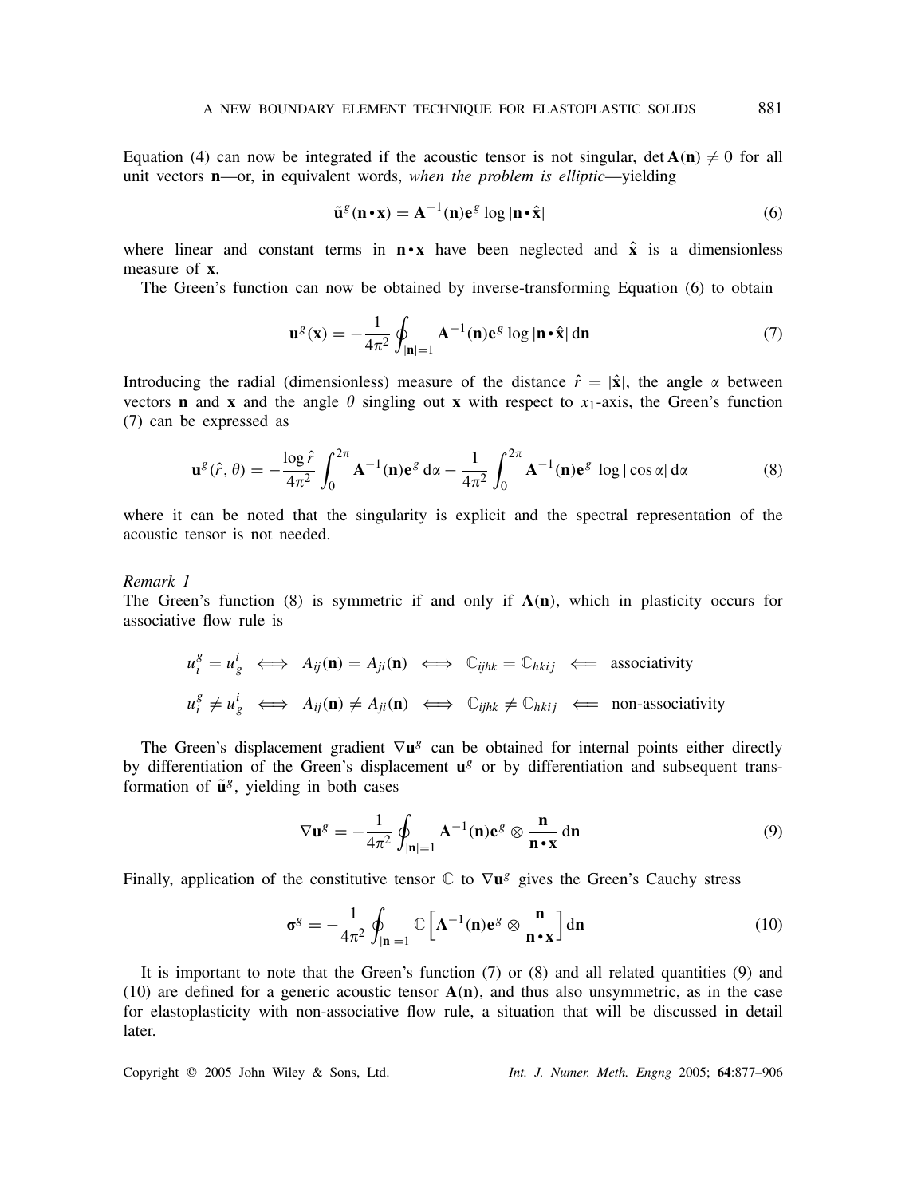Equation (4) can now be integrated if the acoustic tensor is not singular, $\det \mathbf{A}(\mathbf{n}) \neq 0$ for all unit vectors $\mathbf{n}$—or, in equivalent words, *when the problem is elliptic*—yielding

$$\tilde{\mathbf{u}}^g(\mathbf{n} \bullet \mathbf{x}) = \mathbf{A}^{-1}(\mathbf{n})\mathbf{e}^g \log |\mathbf{n} \bullet \hat{\mathbf{x}}| \tag{6}$$

where linear and constant terms in $\mathbf{n} \bullet \mathbf{x}$ have been neglected and $\hat{\mathbf{x}}$ is a dimensionless measure of $\mathbf{x}$.

The Green's function can now be obtained by inverse-transforming Equation (6) to obtain

$$\mathbf{u}^g(\mathbf{x}) = -\frac{1}{4\pi^2} \oint_{|\mathbf{n}|=1} \mathbf{A}^{-1}(\mathbf{n})\mathbf{e}^g \log |\mathbf{n} \bullet \hat{\mathbf{x}}| \, \mathrm{d}\mathbf{n} \tag{7}$$

Introducing the radial (dimensionless) measure of the distance $\hat{r} = |\hat{\mathbf{x}}|$, the angle $\alpha$ between vectors $\mathbf{n}$ and $\mathbf{x}$ and the angle $\theta$ singling out $\mathbf{x}$ with respect to $x_1$-axis, the Green's function (7) can be expressed as

$$\mathbf{u}^g(\hat{r}, \theta) = -\frac{\log \hat{r}}{4\pi^2} \int_0^{2\pi} \mathbf{A}^{-1}(\mathbf{n})\mathbf{e}^g \, \mathrm{d}\alpha - \frac{1}{4\pi^2} \int_0^{2\pi} \mathbf{A}^{-1}(\mathbf{n})\mathbf{e}^g \, \log |\cos \alpha| \, \mathrm{d}\alpha \tag{8}$$

where it can be noted that the singularity is explicit and the spectral representation of the acoustic tensor is not needed.

*Remark 1*

The Green's function (8) is symmetric if and only if $\mathbf{A}(\mathbf{n})$, which in plasticity occurs for associative flow rule is

$$u_i^g = u_g^i \iff A_{ij}(\mathbf{n}) = A_{ji}(\mathbf{n}) \iff \mathbb{C}_{ijhk} = \mathbb{C}_{hkij} \impliedby \text{associativity}$$

$$u_i^g \neq u_g^i \iff A_{ij}(\mathbf{n}) \neq A_{ji}(\mathbf{n}) \iff \mathbb{C}_{ijhk} \neq \mathbb{C}_{hkij} \impliedby \text{non-associativity}$$

The Green's displacement gradient $\nabla \mathbf{u}^g$ can be obtained for internal points either directly by differentiation of the Green's displacement $\mathbf{u}^g$ or by differentiation and subsequent transformation of $\tilde{\mathbf{u}}^g$, yielding in both cases

$$\nabla \mathbf{u}^g = -\frac{1}{4\pi^2} \oint_{|\mathbf{n}|=1} \mathbf{A}^{-1}(\mathbf{n})\mathbf{e}^g \otimes \frac{\mathbf{n}}{\mathbf{n} \bullet \mathbf{x}} \, \mathrm{d}\mathbf{n} \tag{9}$$

Finally, application of the constitutive tensor $\mathbb{C}$ to $\nabla \mathbf{u}^g$ gives the Green's Cauchy stress

$$\boldsymbol{\sigma}^g = -\frac{1}{4\pi^2} \oint_{|\mathbf{n}|=1} \mathbb{C} \left[ \mathbf{A}^{-1}(\mathbf{n})\mathbf{e}^g \otimes \frac{\mathbf{n}}{\mathbf{n} \bullet \mathbf{x}} \right] \mathrm{d}\mathbf{n} \tag{10}$$

It is important to note that the Green's function (7) or (8) and all related quantities (9) and (10) are defined for a generic acoustic tensor $\mathbf{A}(\mathbf{n})$, and thus also unsymmetric, as in the case for elastoplasticity with non-associative flow rule, a situation that will be discussed in detail later.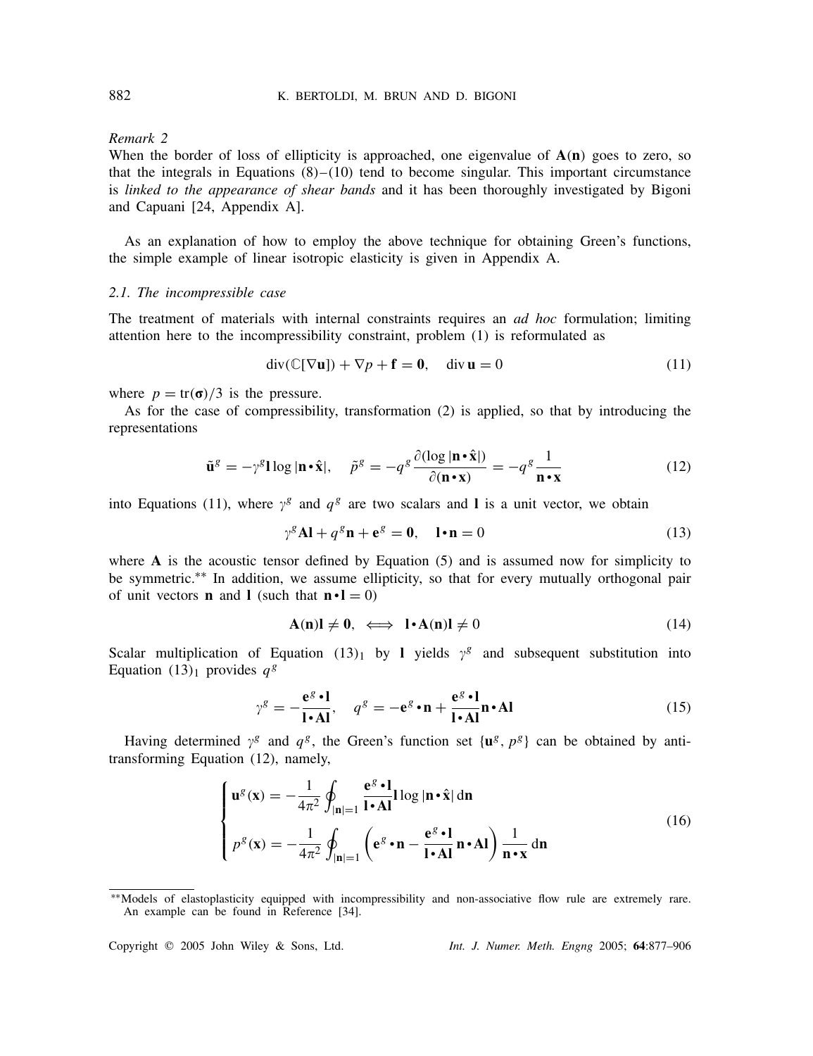*Remark 2*

When the border of loss of ellipticity is approached, one eigenvalue of $\mathbf{A}(\mathbf{n})$ goes to zero, so that the integrals in Equations (8)–(10) tend to become singular. This important circumstance is *linked to the appearance of shear bands* and it has been thoroughly investigated by Bigoni and Capuani [24, Appendix A].

As an explanation of how to employ the above technique for obtaining Green's functions, the simple example of linear isotropic elasticity is given in Appendix A.

### 2.1. The incompressible case

The treatment of materials with internal constraints requires an *ad hoc* formulation; limiting attention here to the incompressibility constraint, problem (1) is reformulated as

$$\operatorname{div}(\mathbb{C}[\nabla \mathbf{u}]) + \nabla p + \mathbf{f} = \mathbf{0}, \quad \operatorname{div} \mathbf{u} = 0 \tag{11}$$

where $p = \operatorname{tr}(\boldsymbol{\sigma})/3$ is the pressure.

As for the case of compressibility, transformation (2) is applied, so that by introducing the representations

$$\tilde{\mathbf{u}}^g = -\gamma^g \mathbf{l} \log |\mathbf{n} \bullet \hat{\mathbf{x}}|, \quad \tilde{p}^g = -q^g \frac{\partial(\log |\mathbf{n} \bullet \hat{\mathbf{x}}|)}{\partial(\mathbf{n} \bullet \mathbf{x})} = -q^g \frac{1}{\mathbf{n} \bullet \mathbf{x}} \tag{12}$$

into Equations (11), where $\gamma^g$ and $q^g$ are two scalars and $\mathbf{l}$ is a unit vector, we obtain

$$\gamma^g \mathbf{A} \mathbf{l} + q^g \mathbf{n} + \mathbf{e}^g = \mathbf{0}, \quad \mathbf{l} \bullet \mathbf{n} = 0 \tag{13}$$

where $\mathbf{A}$ is the acoustic tensor defined by Equation (5) and is assumed now for simplicity to be symmetric.[**] In addition, we assume ellipticity, so that for every mutually orthogonal pair of unit vectors $\mathbf{n}$ and $\mathbf{l}$ (such that $\mathbf{n} \bullet \mathbf{l} = 0$)

$$\mathbf{A}(\mathbf{n})\mathbf{l} \neq \mathbf{0}, \iff \mathbf{l} \bullet \mathbf{A}(\mathbf{n})\mathbf{l} \neq 0 \tag{14}$$

Scalar multiplication of Equation $(13)_1$ by $\mathbf{l}$ yields $\gamma^g$ and subsequent substitution into Equation $(13)_1$ provides $q^g$

$$\gamma^g = -\frac{\mathbf{e}^g \bullet \mathbf{l}}{\mathbf{l} \bullet \mathbf{A} \mathbf{l}}, \quad q^g = -\mathbf{e}^g \bullet \mathbf{n} + \frac{\mathbf{e}^g \bullet \mathbf{l}}{\mathbf{l} \bullet \mathbf{A} \mathbf{l}} \mathbf{n} \bullet \mathbf{A} \mathbf{l} \tag{15}$$

Having determined $\gamma^g$ and $q^g$, the Green's function set $\{\mathbf{u}^g, p^g\}$ can be obtained by anti-transforming Equation (12), namely,

$$\begin{cases} \mathbf{u}^g(\mathbf{x}) = -\dfrac{1}{4\pi^2} \displaystyle\oint_{|\mathbf{n}|=1} \frac{\mathbf{e}^g \bullet \mathbf{l}}{\mathbf{l} \bullet \mathbf{A} \mathbf{l}} \mathbf{l} \log |\mathbf{n} \bullet \hat{\mathbf{x}}| \, d\mathbf{n} \\[2ex] p^g(\mathbf{x}) = -\dfrac{1}{4\pi^2} \displaystyle\oint_{|\mathbf{n}|=1} \left( \mathbf{e}^g \bullet \mathbf{n} - \frac{\mathbf{e}^g \bullet \mathbf{l}}{\mathbf{l} \bullet \mathbf{A} \mathbf{l}} \mathbf{n} \bullet \mathbf{A} \mathbf{l} \right) \frac{1}{\mathbf{n} \bullet \mathbf{x}} \, d\mathbf{n} \end{cases} \tag{16}$$

---

[**] Models of elastoplasticity equipped with incompressibility and non-associative flow rule are extremely rare. An example can be found in Reference [34].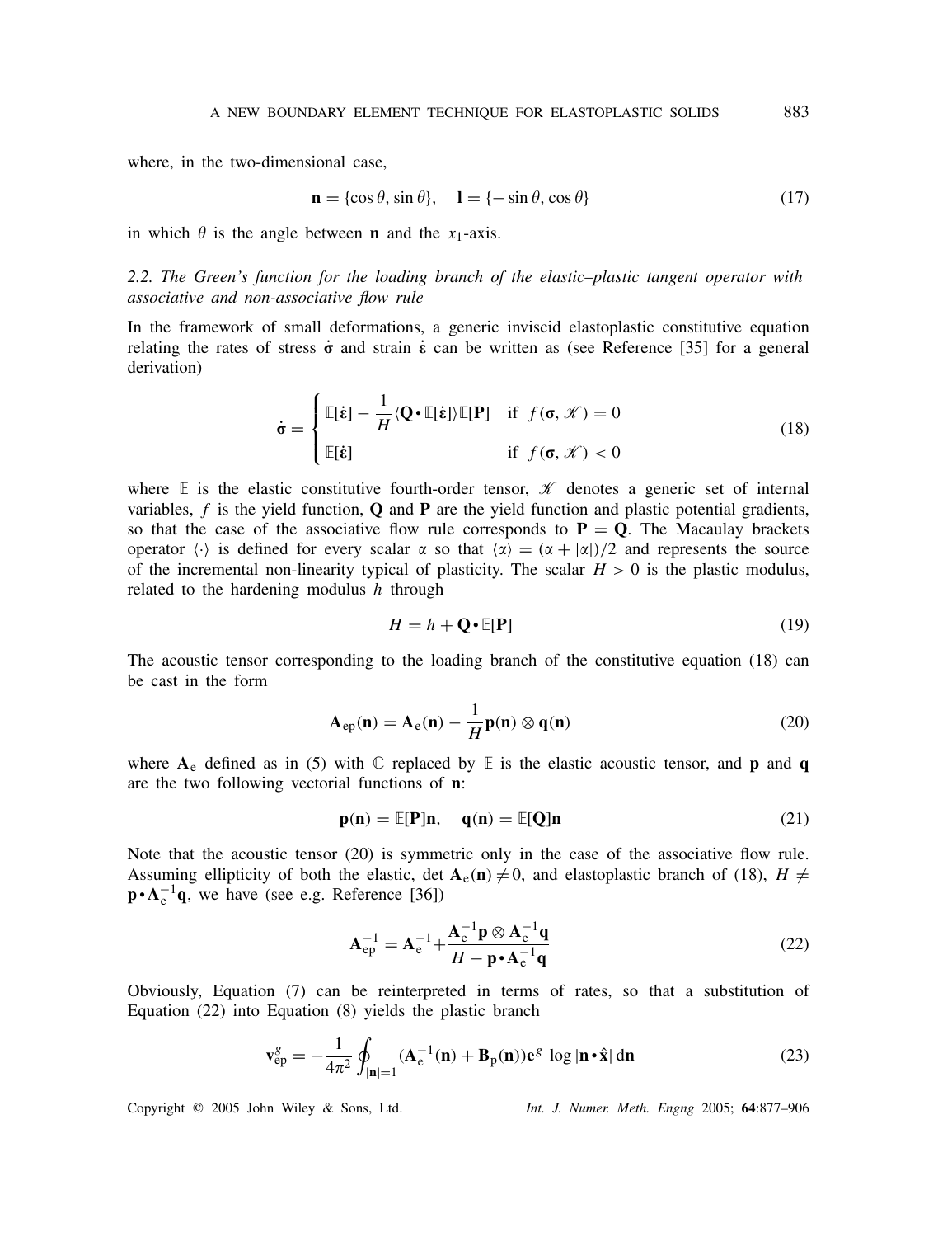where, in the two-dimensional case,

$$\mathbf{n} = \{\cos\theta, \sin\theta\}, \quad \mathbf{l} = \{-\sin\theta, \cos\theta\} \tag{17}$$

in which $\theta$ is the angle between $\mathbf{n}$ and the $x_1$-axis.

### 2.2. *The Green's function for the loading branch of the elastic–plastic tangent operator with associative and non-associative flow rule*

In the framework of small deformations, a generic inviscid elastoplastic constitutive equation relating the rates of stress $\dot{\boldsymbol{\sigma}}$ and strain $\dot{\boldsymbol{\varepsilon}}$ can be written as (see Reference [35] for a general derivation)

$$\dot{\boldsymbol{\sigma}} = \begin{cases} \mathbb{E}[\dot{\boldsymbol{\varepsilon}}] - \dfrac{1}{H}\langle \mathbf{Q} \bullet \mathbb{E}[\dot{\boldsymbol{\varepsilon}}]\rangle \mathbb{E}[\mathbf{P}] & \text{if } f(\boldsymbol{\sigma}, \mathscr{K}) = 0 \\ \mathbb{E}[\dot{\boldsymbol{\varepsilon}}] & \text{if } f(\boldsymbol{\sigma}, \mathscr{K}) < 0 \end{cases} \tag{18}$$

where $\mathbb{E}$ is the elastic constitutive fourth-order tensor, $\mathscr{K}$ denotes a generic set of internal variables, $f$ is the yield function, $\mathbf{Q}$ and $\mathbf{P}$ are the yield function and plastic potential gradients, so that the case of the associative flow rule corresponds to $\mathbf{P} = \mathbf{Q}$. The Macaulay brackets operator $\langle\cdot\rangle$ is defined for every scalar $\alpha$ so that $\langle\alpha\rangle = (\alpha + |\alpha|)/2$ and represents the source of the incremental non-linearity typical of plasticity. The scalar $H > 0$ is the plastic modulus, related to the hardening modulus $h$ through

$$H = h + \mathbf{Q} \bullet \mathbb{E}[\mathbf{P}] \tag{19}$$

The acoustic tensor corresponding to the loading branch of the constitutive equation (18) can be cast in the form

$$\mathbf{A}_{\mathrm{ep}}(\mathbf{n}) = \mathbf{A}_{\mathrm{e}}(\mathbf{n}) - \frac{1}{H}\mathbf{p}(\mathbf{n}) \otimes \mathbf{q}(\mathbf{n}) \tag{20}$$

where $\mathbf{A}_{\mathrm{e}}$ defined as in (5) with $\mathbb{C}$ replaced by $\mathbb{E}$ is the elastic acoustic tensor, and $\mathbf{p}$ and $\mathbf{q}$ are the two following vectorial functions of $\mathbf{n}$:

$$\mathbf{p}(\mathbf{n}) = \mathbb{E}[\mathbf{P}]\mathbf{n}, \quad \mathbf{q}(\mathbf{n}) = \mathbb{E}[\mathbf{Q}]\mathbf{n} \tag{21}$$

Note that the acoustic tensor (20) is symmetric only in the case of the associative flow rule. Assuming ellipticity of both the elastic, $\det \mathbf{A}_{\mathrm{e}}(\mathbf{n}) \neq 0$, and elastoplastic branch of (18), $H \neq \mathbf{p} \bullet \mathbf{A}_{\mathrm{e}}^{-1}\mathbf{q}$, we have (see e.g. Reference [36])

$$\mathbf{A}_{\mathrm{ep}}^{-1} = \mathbf{A}_{\mathrm{e}}^{-1} + \frac{\mathbf{A}_{\mathrm{e}}^{-1}\mathbf{p} \otimes \mathbf{A}_{\mathrm{e}}^{-1}\mathbf{q}}{H - \mathbf{p} \bullet \mathbf{A}_{\mathrm{e}}^{-1}\mathbf{q}} \tag{22}$$

Obviously, Equation (7) can be reinterpreted in terms of rates, so that a substitution of Equation (22) into Equation (8) yields the plastic branch

$$\mathbf{v}_{\mathrm{ep}}^{g} = -\frac{1}{4\pi^2}\oint_{|\mathbf{n}|=1} (\mathbf{A}_{\mathrm{e}}^{-1}(\mathbf{n}) + \mathbf{B}_{\mathrm{p}}(\mathbf{n}))\mathbf{e}^{g} \log|\mathbf{n} \bullet \hat{\mathbf{x}}| \, \mathrm{d}\mathbf{n} \tag{23}$$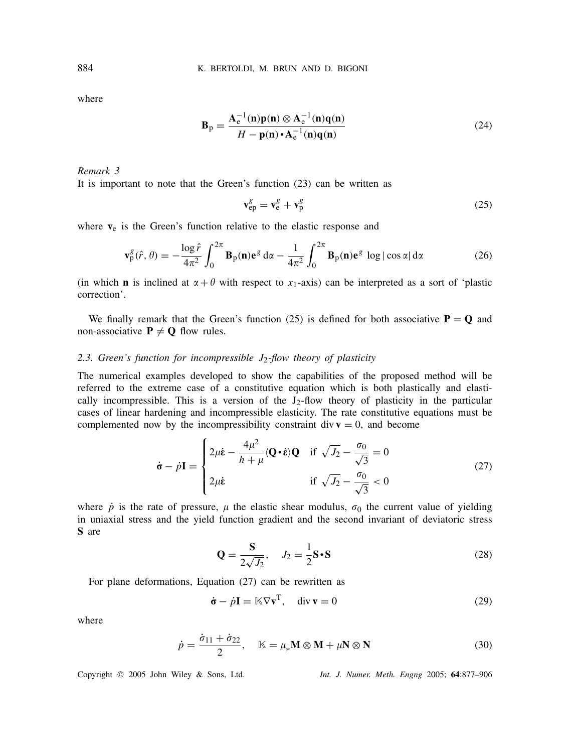where

$$
\mathbf{B}_{\mathrm{p}} = \frac{\mathbf{A}_{\mathrm{e}}^{-1}(\mathbf{n})\mathbf{p}(\mathbf{n}) \otimes \mathbf{A}_{\mathrm{e}}^{-1}(\mathbf{n})\mathbf{q}(\mathbf{n})}{H - \mathbf{p}(\mathbf{n}) \bullet \mathbf{A}_{\mathrm{e}}^{-1}(\mathbf{n})\mathbf{q}(\mathbf{n})} \tag{24}
$$

*Remark 3*

It is important to note that the Green's function (23) can be written as

$$
\mathbf{v}_{\mathrm{ep}}^{g} = \mathbf{v}_{\mathrm{e}}^{g} + \mathbf{v}_{\mathrm{p}}^{g} \tag{25}
$$

where $\mathbf{v}_{\mathrm{e}}$ is the Green's function relative to the elastic response and

$$
\mathbf{v}_{\mathrm{p}}^{g}(\hat{r}, \theta) = -\frac{\log \hat{r}}{4\pi^2} \int_0^{2\pi} \mathbf{B}_{\mathrm{p}}(\mathbf{n})\mathbf{e}^{g} \, \mathrm{d}\alpha - \frac{1}{4\pi^2} \int_0^{2\pi} \mathbf{B}_{\mathrm{p}}(\mathbf{n})\mathbf{e}^{g} \, \log|\cos\alpha| \, \mathrm{d}\alpha \tag{26}
$$

(in which $\mathbf{n}$ is inclined at $\alpha + \theta$ with respect to $x_1$-axis) can be interpreted as a sort of 'plastic correction'.

We finally remark that the Green's function (25) is defined for both associative $\mathbf{P} = \mathbf{Q}$ and non-associative $\mathbf{P} \neq \mathbf{Q}$ flow rules.

### 2.3. Green's function for incompressible $J_2$-flow theory of plasticity

The numerical examples developed to show the capabilities of the proposed method will be referred to the extreme case of a constitutive equation which is both plastically and elastically incompressible. This is a version of the $\mathrm{J}_2$-flow theory of plasticity in the particular cases of linear hardening and incompressible elasticity. The rate constitutive equations must be complemented now by the incompressibility constraint $\operatorname{div} \mathbf{v} = 0$, and become

$$
\dot{\boldsymbol{\sigma}} - \dot{p}\mathbf{I} = \begin{cases} 2\mu\dot{\boldsymbol{\varepsilon}} - \dfrac{4\mu^2}{h+\mu} \langle \mathbf{Q} \bullet \dot{\boldsymbol{\varepsilon}} \rangle \mathbf{Q} & \text{if } \sqrt{J_2} - \dfrac{\sigma_0}{\sqrt{3}} = 0 \\[2ex] 2\mu\dot{\boldsymbol{\varepsilon}} & \text{if } \sqrt{J_2} - \dfrac{\sigma_0}{\sqrt{3}} < 0 \end{cases} \tag{27}
$$

where $\dot{p}$ is the rate of pressure, $\mu$ the elastic shear modulus, $\sigma_0$ the current value of yielding in uniaxial stress and the yield function gradient and the second invariant of deviatoric stress $\mathbf{S}$ are

$$
\mathbf{Q} = \frac{\mathbf{S}}{2\sqrt{J_2}}, \quad J_2 = \frac{1}{2}\mathbf{S} \bullet \mathbf{S} \tag{28}
$$

For plane deformations, Equation (27) can be rewritten as

$$
\dot{\boldsymbol{\sigma}} - \dot{p}\mathbf{I} = \mathbb{K}\nabla\mathbf{v}^{\mathrm{T}}, \quad \operatorname{div} \mathbf{v} = 0 \tag{29}
$$

where

$$
\dot{p} = \frac{\dot{\sigma}_{11} + \dot{\sigma}_{22}}{2}, \quad \mathbb{K} = \mu_* \mathbf{M} \otimes \mathbf{M} + \mu \mathbf{N} \otimes \mathbf{N} \tag{30}
$$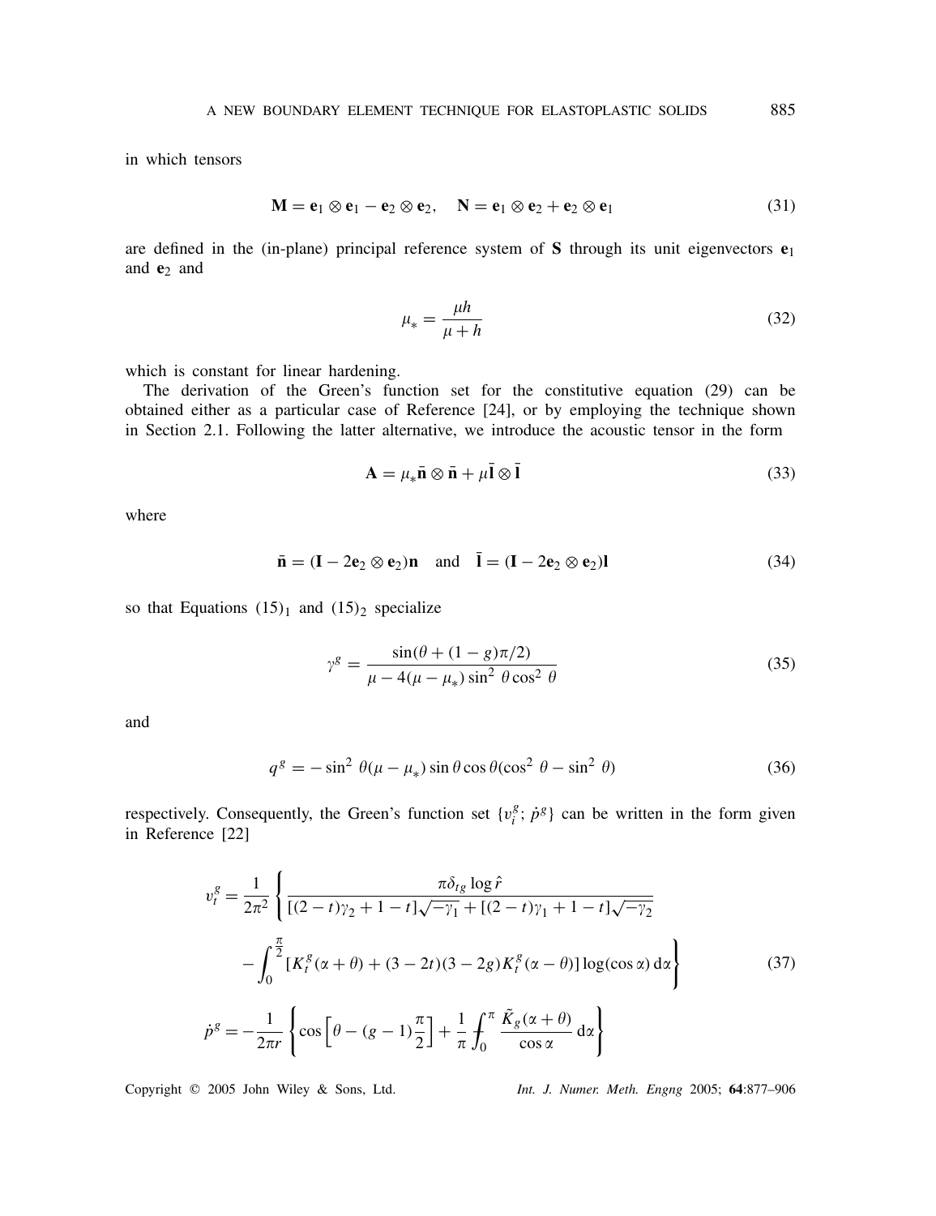in which tensors

$$\mathbf{M} = \mathbf{e}_1 \otimes \mathbf{e}_1 - \mathbf{e}_2 \otimes \mathbf{e}_2, \quad \mathbf{N} = \mathbf{e}_1 \otimes \mathbf{e}_2 + \mathbf{e}_2 \otimes \mathbf{e}_1 \tag{31}$$

are defined in the (in-plane) principal reference system of $\mathbf{S}$ through its unit eigenvectors $\mathbf{e}_1$ and $\mathbf{e}_2$ and

$$\mu_* = \frac{\mu h}{\mu + h} \tag{32}$$

which is constant for linear hardening.

The derivation of the Green's function set for the constitutive equation (29) can be obtained either as a particular case of Reference [24], or by employing the technique shown in Section 2.1. Following the latter alternative, we introduce the acoustic tensor in the form

$$\mathbf{A} = \mu_* \bar{\mathbf{n}} \otimes \bar{\mathbf{n}} + \mu \bar{\mathbf{l}} \otimes \bar{\mathbf{l}} \tag{33}$$

where

$$\bar{\mathbf{n}} = (\mathbf{I} - 2\mathbf{e}_2 \otimes \mathbf{e}_2)\mathbf{n} \quad \text{and} \quad \bar{\mathbf{l}} = (\mathbf{I} - 2\mathbf{e}_2 \otimes \mathbf{e}_2)\mathbf{l} \tag{34}$$

so that Equations $(15)_1$ and $(15)_2$ specialize

$$\gamma^g = \frac{\sin(\theta + (1-g)\pi/2)}{\mu - 4(\mu - \mu_*)\sin^2\theta\cos^2\theta} \tag{35}$$

and

$$q^g = -\sin^2\theta(\mu - \mu_*)\sin\theta\cos\theta(\cos^2\theta - \sin^2\theta) \tag{36}$$

respectively. Consequently, the Green's function set $\{v_t^g; \dot{p}^g\}$ can be written in the form given in Reference [22]

$$v_t^g = \frac{1}{2\pi^2}\left\{\frac{\pi\delta_{tg}\log\hat{r}}{[(2-t)\gamma_2 + 1 - t]\sqrt{-\gamma_1} + [(2-t)\gamma_1 + 1 - t]\sqrt{-\gamma_2}} - \int_0^{\frac{\pi}{2}}[K_t^g(\alpha+\theta) + (3-2t)(3-2g)K_t^g(\alpha-\theta)]\log(\cos\alpha)\,\mathrm{d}\alpha\right\} \tag{37}$$

$$\dot{p}^g = -\frac{1}{2\pi r}\left\{\cos\left[\theta - (g-1)\frac{\pi}{2}\right] + \frac{1}{\pi}\int_0^{\pi}\frac{\tilde{K}_g(\alpha+\theta)}{\cos\alpha}\,\mathrm{d}\alpha\right\}$$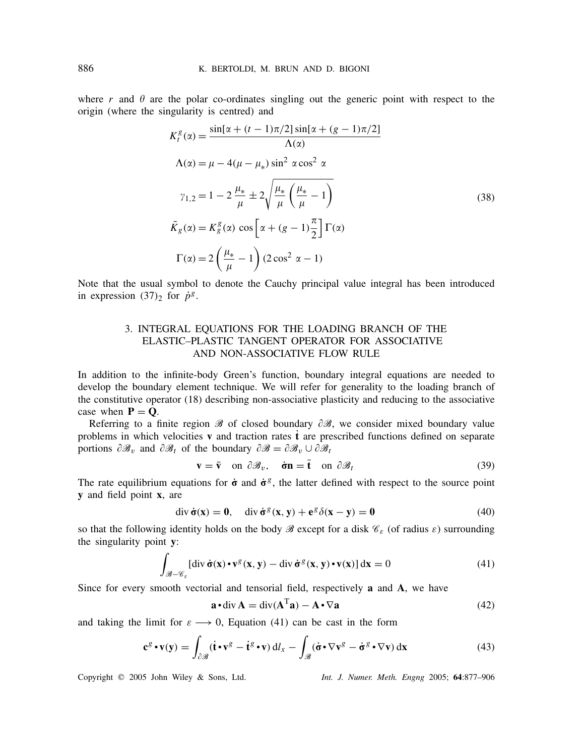where $r$ and $\theta$ are the polar co-ordinates singling out the generic point with respect to the origin (where the singularity is centred) and

$$
\begin{aligned}
K_t^g(\alpha) &= \frac{\sin[\alpha + (t-1)\pi/2]\sin[\alpha + (g-1)\pi/2]}{\Lambda(\alpha)} \\
\Lambda(\alpha) &= \mu - 4(\mu - \mu_*)\sin^2\alpha\cos^2\alpha \\
\gamma_{1,2} &= 1 - 2\,\frac{\mu_*}{\mu} \pm 2\sqrt{\frac{\mu_*}{\mu}\left(\frac{\mu_*}{\mu} - 1\right)} \\
\tilde{K}_g(\alpha) &= K_g^g(\alpha)\cos\left[\alpha + (g-1)\frac{\pi}{2}\right]\Gamma(\alpha) \\
\Gamma(\alpha) &= 2\left(\frac{\mu_*}{\mu} - 1\right)(2\cos^2\alpha - 1)
\end{aligned}
\tag{38}
$$

Note that the usual symbol to denote the Cauchy principal value integral has been introduced in expression $(37)_2$ for $\dot{p}^g$.

## 3. INTEGRAL EQUATIONS FOR THE LOADING BRANCH OF THE ELASTIC–PLASTIC TANGENT OPERATOR FOR ASSOCIATIVE AND NON-ASSOCIATIVE FLOW RULE

In addition to the infinite-body Green's function, boundary integral equations are needed to develop the boundary element technique. We will refer for generality to the loading branch of the constitutive operator (18) describing non-associative plasticity and reducing to the associative case when $\mathbf{P} = \mathbf{Q}$.

Referring to a finite region $\mathscr{B}$ of closed boundary $\partial\mathscr{B}$, we consider mixed boundary value problems in which velocities $\mathbf{v}$ and traction rates $\dot{\mathbf{t}}$ are prescribed functions defined on separate portions $\partial\mathscr{B}_v$ and $\partial\mathscr{B}_t$ of the boundary $\partial\mathscr{B} = \partial\mathscr{B}_v \cup \partial\mathscr{B}_t$

$$
\mathbf{v} = \bar{\mathbf{v}} \quad \text{on } \partial\mathscr{B}_v, \qquad \dot{\boldsymbol{\sigma}}\mathbf{n} = \bar{\dot{\mathbf{t}}} \quad \text{on } \partial\mathscr{B}_t \tag{39}
$$

The rate equilibrium equations for $\dot{\boldsymbol{\sigma}}$ and $\dot{\boldsymbol{\sigma}}^g$, the latter defined with respect to the source point $\mathbf{y}$ and field point $\mathbf{x}$, are

$$
\operatorname{div}\dot{\boldsymbol{\sigma}}(\mathbf{x}) = \mathbf{0}, \qquad \operatorname{div}\dot{\boldsymbol{\sigma}}^g(\mathbf{x},\mathbf{y}) + \mathbf{e}^g\delta(\mathbf{x}-\mathbf{y}) = \mathbf{0} \tag{40}
$$

so that the following identity holds on the body $\mathscr{B}$ except for a disk $\mathscr{C}_\varepsilon$ (of radius $\varepsilon$) surrounding the singularity point $\mathbf{y}$:

$$
\int_{\mathscr{B}-\mathscr{C}_\varepsilon} [\operatorname{div}\dot{\boldsymbol{\sigma}}(\mathbf{x}) \bullet \mathbf{v}^g(\mathbf{x},\mathbf{y}) - \operatorname{div}\dot{\boldsymbol{\sigma}}^g(\mathbf{x},\mathbf{y}) \bullet \mathbf{v}(\mathbf{x})]\,\mathrm{d}\mathbf{x} = 0 \tag{41}
$$

Since for every smooth vectorial and tensorial field, respectively $\mathbf{a}$ and $\mathbf{A}$, we have

$$
\mathbf{a} \bullet \operatorname{div}\mathbf{A} = \operatorname{div}(\mathbf{A}^{\mathrm{T}}\mathbf{a}) - \mathbf{A} \bullet \nabla\mathbf{a} \tag{42}
$$

and taking the limit for $\varepsilon \longrightarrow 0$, Equation (41) can be cast in the form

$$
\mathbf{c}^g \bullet \mathbf{v}(\mathbf{y}) = \int_{\partial\mathscr{B}} (\dot{\mathbf{t}} \bullet \mathbf{v}^g - \dot{\mathbf{t}}^g \bullet \mathbf{v})\,\mathrm{d}l_x - \int_{\mathscr{B}} (\dot{\boldsymbol{\sigma}} \bullet \nabla\mathbf{v}^g - \dot{\boldsymbol{\sigma}}^g \bullet \nabla\mathbf{v})\,\mathrm{d}\mathbf{x} \tag{43}
$$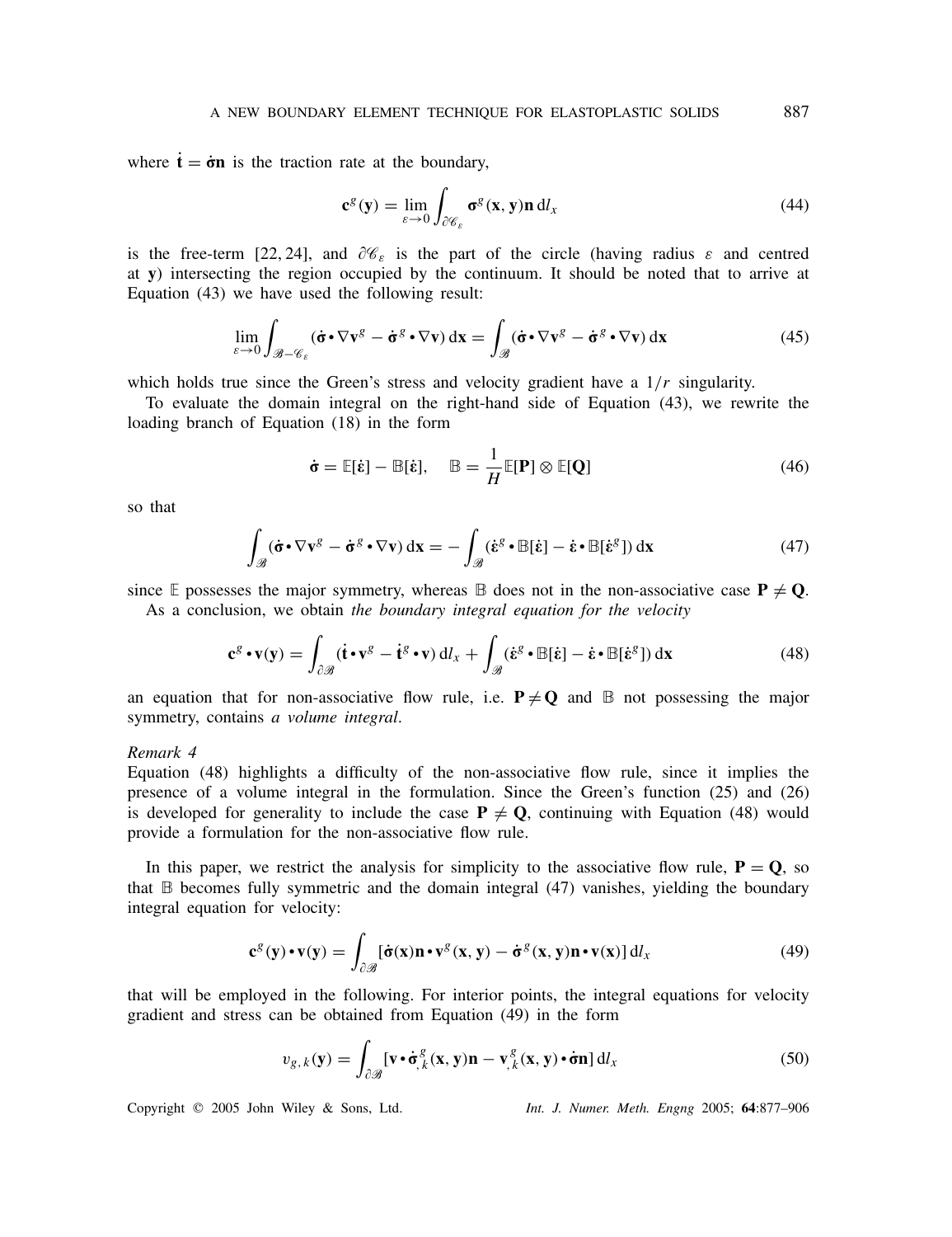where $\dot{\mathbf{t}} = \dot{\boldsymbol{\sigma}}\mathbf{n}$ is the traction rate at the boundary,

$$\mathbf{c}^g(\mathbf{y}) = \lim_{\varepsilon \to 0} \int_{\partial \mathscr{C}_\varepsilon} \boldsymbol{\sigma}^g(\mathbf{x}, \mathbf{y})\mathbf{n} \, \mathrm{d}l_x \tag{44}$$

is the free-term [22, 24], and $\partial \mathscr{C}_\varepsilon$ is the part of the circle (having radius $\varepsilon$ and centred at $\mathbf{y}$) intersecting the region occupied by the continuum. It should be noted that to arrive at Equation (43) we have used the following result:

$$\lim_{\varepsilon \to 0} \int_{\mathscr{B} - \mathscr{C}_\varepsilon} (\dot{\boldsymbol{\sigma}} \bullet \nabla \mathbf{v}^g - \dot{\boldsymbol{\sigma}}^g \bullet \nabla \mathbf{v}) \, \mathrm{d}\mathbf{x} = \int_{\mathscr{B}} (\dot{\boldsymbol{\sigma}} \bullet \nabla \mathbf{v}^g - \dot{\boldsymbol{\sigma}}^g \bullet \nabla \mathbf{v}) \, \mathrm{d}\mathbf{x} \tag{45}$$

which holds true since the Green's stress and velocity gradient have a $1/r$ singularity.

To evaluate the domain integral on the right-hand side of Equation (43), we rewrite the loading branch of Equation (18) in the form

$$\dot{\boldsymbol{\sigma}} = \mathbb{E}[\dot{\boldsymbol{\varepsilon}}] - \mathbb{B}[\dot{\boldsymbol{\varepsilon}}], \quad \mathbb{B} = \frac{1}{H} \mathbb{E}[\mathbf{P}] \otimes \mathbb{E}[\mathbf{Q}] \tag{46}$$

so that

$$\int_{\mathscr{B}} (\dot{\boldsymbol{\sigma}} \bullet \nabla \mathbf{v}^g - \dot{\boldsymbol{\sigma}}^g \bullet \nabla \mathbf{v}) \, \mathrm{d}\mathbf{x} = -\int_{\mathscr{B}} (\dot{\boldsymbol{\varepsilon}}^g \bullet \mathbb{B}[\dot{\boldsymbol{\varepsilon}}] - \dot{\boldsymbol{\varepsilon}} \bullet \mathbb{B}[\dot{\boldsymbol{\varepsilon}}^g]) \, \mathrm{d}\mathbf{x} \tag{47}$$

since $\mathbb{E}$ possesses the major symmetry, whereas $\mathbb{B}$ does not in the non-associative case $\mathbf{P} \neq \mathbf{Q}$.

As a conclusion, we obtain *the boundary integral equation for the velocity*

$$\mathbf{c}^g \bullet \mathbf{v}(\mathbf{y}) = \int_{\partial \mathscr{B}} (\dot{\mathbf{t}} \bullet \mathbf{v}^g - \dot{\mathbf{t}}^g \bullet \mathbf{v}) \, \mathrm{d}l_x + \int_{\mathscr{B}} (\dot{\boldsymbol{\varepsilon}}^g \bullet \mathbb{B}[\dot{\boldsymbol{\varepsilon}}] - \dot{\boldsymbol{\varepsilon}} \bullet \mathbb{B}[\dot{\boldsymbol{\varepsilon}}^g]) \, \mathrm{d}\mathbf{x} \tag{48}$$

an equation that for non-associative flow rule, i.e. $\mathbf{P} \neq \mathbf{Q}$ and $\mathbb{B}$ not possessing the major symmetry, contains *a volume integral*.

*Remark 4*

Equation (48) highlights a difficulty of the non-associative flow rule, since it implies the presence of a volume integral in the formulation. Since the Green's function (25) and (26) is developed for generality to include the case $\mathbf{P} \neq \mathbf{Q}$, continuing with Equation (48) would provide a formulation for the non-associative flow rule.

In this paper, we restrict the analysis for simplicity to the associative flow rule, $\mathbf{P} = \mathbf{Q}$, so that $\mathbb{B}$ becomes fully symmetric and the domain integral (47) vanishes, yielding the boundary integral equation for velocity:

$$\mathbf{c}^g(\mathbf{y}) \bullet \mathbf{v}(\mathbf{y}) = \int_{\partial \mathscr{B}} [\dot{\boldsymbol{\sigma}}(\mathbf{x})\mathbf{n} \bullet \mathbf{v}^g(\mathbf{x}, \mathbf{y}) - \dot{\boldsymbol{\sigma}}^g(\mathbf{x}, \mathbf{y})\mathbf{n} \bullet \mathbf{v}(\mathbf{x})] \, \mathrm{d}l_x \tag{49}$$

that will be employed in the following. For interior points, the integral equations for velocity gradient and stress can be obtained from Equation (49) in the form

$$v_{g,k}(\mathbf{y}) = \int_{\partial \mathscr{B}} [\mathbf{v} \bullet \dot{\boldsymbol{\sigma}}^g_{,k}(\mathbf{x}, \mathbf{y})\mathbf{n} - \mathbf{v}^g_{,k}(\mathbf{x}, \mathbf{y}) \bullet \dot{\boldsymbol{\sigma}}\mathbf{n}] \, \mathrm{d}l_x \tag{50}$$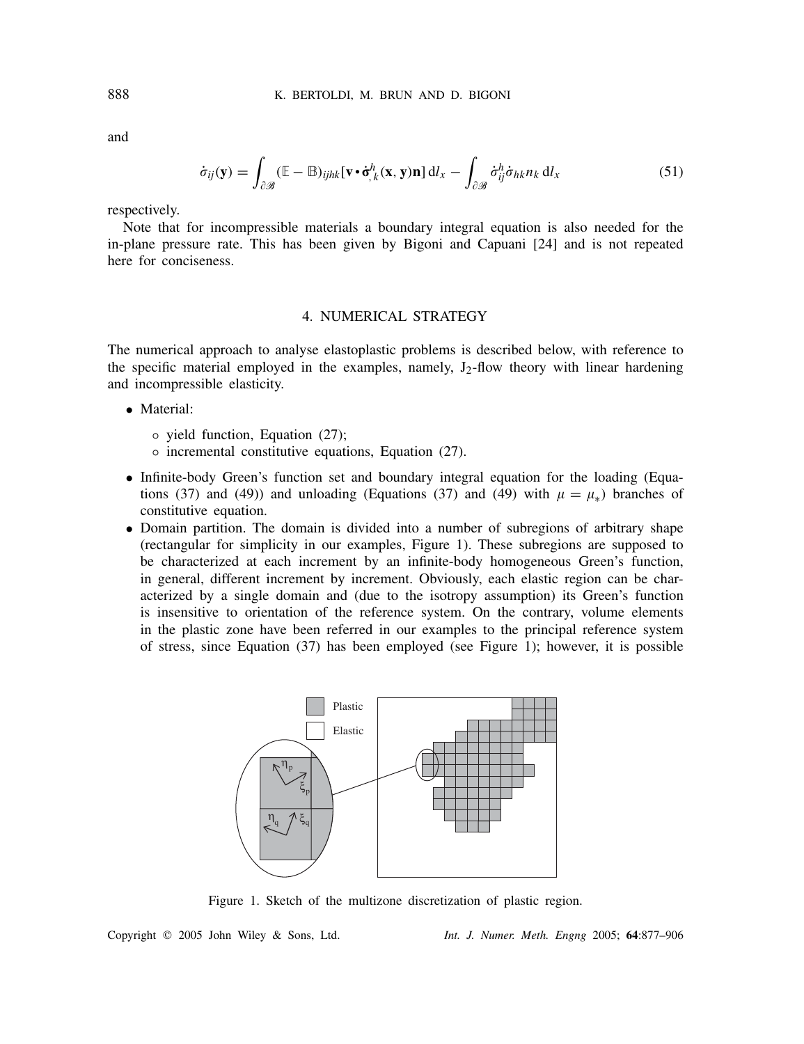and

$$\dot{\sigma}_{ij}(\mathbf{y}) = \int_{\partial\mathscr{B}} (\mathbb{E} - \mathbb{B})_{ijhk} [\mathbf{v} \bullet \dot{\boldsymbol{\sigma}}^{h}_{,k}(\mathbf{x}, \mathbf{y})\mathbf{n}] \, \mathrm{d}l_x - \int_{\partial\mathscr{B}} \dot{\sigma}^{h}_{ij} \dot{\sigma}_{hk} n_k \, \mathrm{d}l_x \tag{51}$$

respectively.

Note that for incompressible materials a boundary integral equation is also needed for the in-plane pressure rate. This has been given by Bigoni and Capuani [24] and is not repeated here for conciseness.

## 4. NUMERICAL STRATEGY

The numerical approach to analyse elastoplastic problems is described below, with reference to the specific material employed in the examples, namely, $J_2$-flow theory with linear hardening and incompressible elasticity.

- Material:
  - yield function, Equation (27);
  - incremental constitutive equations, Equation (27).
- Infinite-body Green's function set and boundary integral equation for the loading (Equations (37) and (49)) and unloading (Equations (37) and (49) with $\mu = \mu_*$) branches of constitutive equation.
- Domain partition. The domain is divided into a number of subregions of arbitrary shape (rectangular for simplicity in our examples, Figure 1). These subregions are supposed to be characterized at each increment by an infinite-body homogeneous Green's function, in general, different increment by increment. Obviously, each elastic region can be characterized by a single domain and (due to the isotropy assumption) its Green's function is insensitive to orientation of the reference system. On the contrary, volume elements in the plastic zone have been referred in our examples to the principal reference system of stress, since Equation (37) has been employed (see Figure 1); however, it is possible

Figure 1. Sketch of the multizone discretization of plastic region.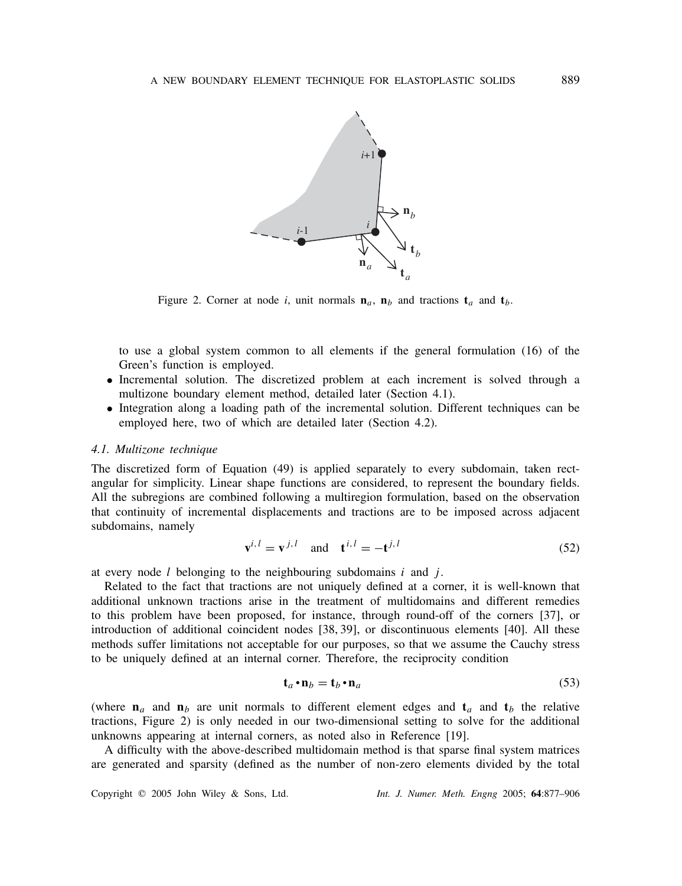Figure 2. Corner at node $i$, unit normals $\mathbf{n}_a$, $\mathbf{n}_b$ and tractions $\mathbf{t}_a$ and $\mathbf{t}_b$.

to use a global system common to all elements if the general formulation (16) of the Green's function is employed.

- Incremental solution. The discretized problem at each increment is solved through a multizone boundary element method, detailed later (Section 4.1).
- Integration along a loading path of the incremental solution. Different techniques can be employed here, two of which are detailed later (Section 4.2).

### *4.1. Multizone technique*

The discretized form of Equation (49) is applied separately to every subdomain, taken rectangular for simplicity. Linear shape functions are considered, to represent the boundary fields. All the subregions are combined following a multiregion formulation, based on the observation that continuity of incremental displacements and tractions are to be imposed across adjacent subdomains, namely

$$\mathbf{v}^{i,l} = \mathbf{v}^{j,l} \quad \text{and} \quad \mathbf{t}^{i,l} = -\mathbf{t}^{j,l} \tag{52}$$

at every node $l$ belonging to the neighbouring subdomains $i$ and $j$.

Related to the fact that tractions are not uniquely defined at a corner, it is well-known that additional unknown tractions arise in the treatment of multidomains and different remedies to this problem have been proposed, for instance, through round-off of the corners [37], or introduction of additional coincident nodes [38, 39], or discontinuous elements [40]. All these methods suffer limitations not acceptable for our purposes, so that we assume the Cauchy stress to be uniquely defined at an internal corner. Therefore, the reciprocity condition

$$\mathbf{t}_a \bullet \mathbf{n}_b = \mathbf{t}_b \bullet \mathbf{n}_a \tag{53}$$

(where $\mathbf{n}_a$ and $\mathbf{n}_b$ are unit normals to different element edges and $\mathbf{t}_a$ and $\mathbf{t}_b$ the relative tractions, Figure 2) is only needed in our two-dimensional setting to solve for the additional unknowns appearing at internal corners, as noted also in Reference [19].

A difficulty with the above-described multidomain method is that sparse final system matrices are generated and sparsity (defined as the number of non-zero elements divided by the total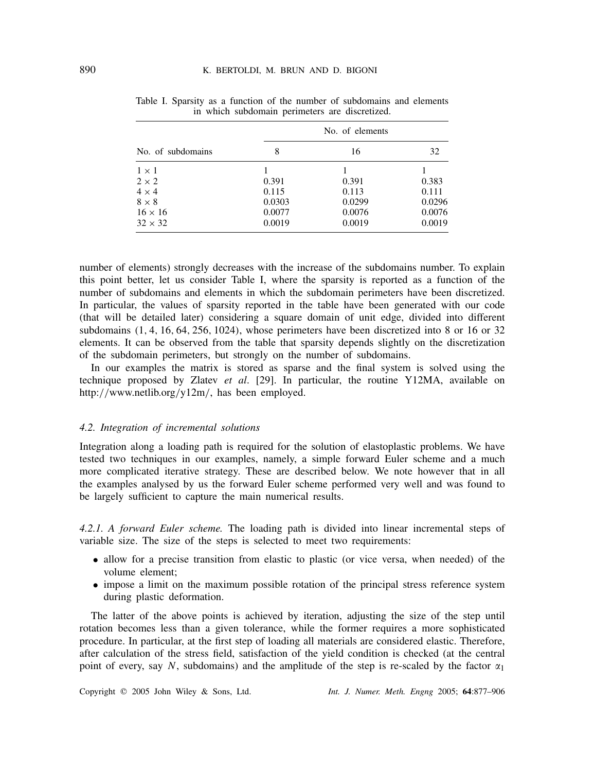Table I. Sparsity as a function of the number of subdomains and elements in which subdomain perimeters are discretized.

| No. of subdomains | No. of elements | | |
|---|---|---|---|
| | 8 | 16 | 32 |
| $1 \times 1$ | 1 | 1 | 1 |
| $2 \times 2$ | 0.391 | 0.391 | 0.383 |
| $4 \times 4$ | 0.115 | 0.113 | 0.111 |
| $8 \times 8$ | 0.0303 | 0.0299 | 0.0296 |
| $16 \times 16$ | 0.0077 | 0.0076 | 0.0076 |
| $32 \times 32$ | 0.0019 | 0.0019 | 0.0019 |

number of elements) strongly decreases with the increase of the subdomains number. To explain this point better, let us consider Table I, where the sparsity is reported as a function of the number of subdomains and elements in which the subdomain perimeters have been discretized. In particular, the values of sparsity reported in the table have been generated with our code (that will be detailed later) considering a square domain of unit edge, divided into different subdomains (1, 4, 16, 64, 256, 1024), whose perimeters have been discretized into 8 or 16 or 32 elements. It can be observed from the table that sparsity depends slightly on the discretization of the subdomain perimeters, but strongly on the number of subdomains.

In our examples the matrix is stored as sparse and the final system is solved using the technique proposed by Zlatev *et al*. [29]. In particular, the routine Y12MA, available on http://www.netlib.org/y12m/, has been employed.

### 4.2. Integration of incremental solutions

Integration along a loading path is required for the solution of elastoplastic problems. We have tested two techniques in our examples, namely, a simple forward Euler scheme and a much more complicated iterative strategy. These are described below. We note however that in all the examples analysed by us the forward Euler scheme performed very well and was found to be largely sufficient to capture the main numerical results.

*4.2.1. A forward Euler scheme.* The loading path is divided into linear incremental steps of variable size. The size of the steps is selected to meet two requirements:

- allow for a precise transition from elastic to plastic (or vice versa, when needed) of the volume element;
- impose a limit on the maximum possible rotation of the principal stress reference system during plastic deformation.

The latter of the above points is achieved by iteration, adjusting the size of the step until rotation becomes less than a given tolerance, while the former requires a more sophisticated procedure. In particular, at the first step of loading all materials are considered elastic. Therefore, after calculation of the stress field, satisfaction of the yield condition is checked (at the central point of every, say $N$, subdomains) and the amplitude of the step is re-scaled by the factor $\alpha_1$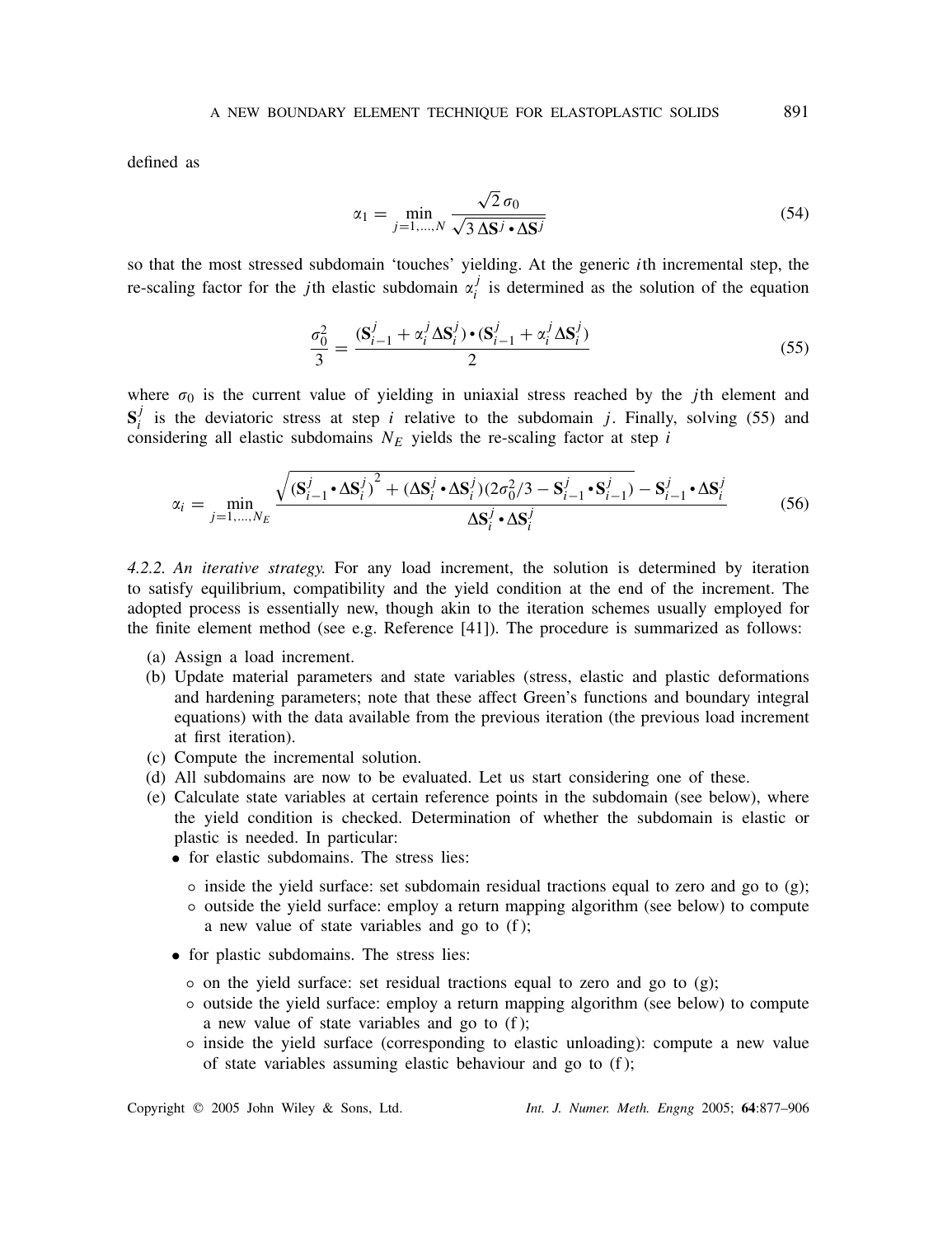defined as

$$\alpha_1 = \min_{j=1,\dots,N} \frac{\sqrt{2}\,\sigma_0}{\sqrt{3\,\Delta\mathbf{S}^j \bullet \Delta\mathbf{S}^j}} \tag{54}$$

so that the most stressed subdomain 'touches' yielding. At the generic $i$th incremental step, the re-scaling factor for the $j$th elastic subdomain $\alpha_i^j$ is determined as the solution of the equation

$$\frac{\sigma_0^2}{3} = \frac{(\mathbf{S}_{i-1}^j + \alpha_i^j \Delta\mathbf{S}_i^j) \bullet (\mathbf{S}_{i-1}^j + \alpha_i^j \Delta\mathbf{S}_i^j)}{2} \tag{55}$$

where $\sigma_0$ is the current value of yielding in uniaxial stress reached by the $j$th element and $\mathbf{S}_i^j$ is the deviatoric stress at step $i$ relative to the subdomain $j$. Finally, solving (55) and considering all elastic subdomains $N_E$ yields the re-scaling factor at step $i$

$$\alpha_i = \min_{j=1,\dots,N_E} \frac{\sqrt{(\mathbf{S}_{i-1}^j \bullet \Delta\mathbf{S}_i^j)^2 + (\Delta\mathbf{S}_i^j \bullet \Delta\mathbf{S}_i^j)(2\sigma_0^2/3 - \mathbf{S}_{i-1}^j \bullet \mathbf{S}_{i-1}^j)} - \mathbf{S}_{i-1}^j \bullet \Delta\mathbf{S}_i^j}{\Delta\mathbf{S}_i^j \bullet \Delta\mathbf{S}_i^j} \tag{56}$$

*4.2.2. An iterative strategy.* For any load increment, the solution is determined by iteration to satisfy equilibrium, compatibility and the yield condition at the end of the increment. The adopted process is essentially new, though akin to the iteration schemes usually employed for the finite element method (see e.g. Reference [41]). The procedure is summarized as follows:

(a) Assign a load increment.
(b) Update material parameters and state variables (stress, elastic and plastic deformations and hardening parameters; note that these affect Green's functions and boundary integral equations) with the data available from the previous iteration (the previous load increment at first iteration).
(c) Compute the incremental solution.
(d) All subdomains are now to be evaluated. Let us start considering one of these.
(e) Calculate state variables at certain reference points in the subdomain (see below), where the yield condition is checked. Determination of whether the subdomain is elastic or plastic is needed. In particular:
    - for elastic subdomains. The stress lies:
        - inside the yield surface: set subdomain residual tractions equal to zero and go to (g);
        - outside the yield surface: employ a return mapping algorithm (see below) to compute a new value of state variables and go to (f);
    - for plastic subdomains. The stress lies:
        - on the yield surface: set residual tractions equal to zero and go to (g);
        - outside the yield surface: employ a return mapping algorithm (see below) to compute a new value of state variables and go to (f);
        - inside the yield surface (corresponding to elastic unloading): compute a new value of state variables assuming elastic behaviour and go to (f);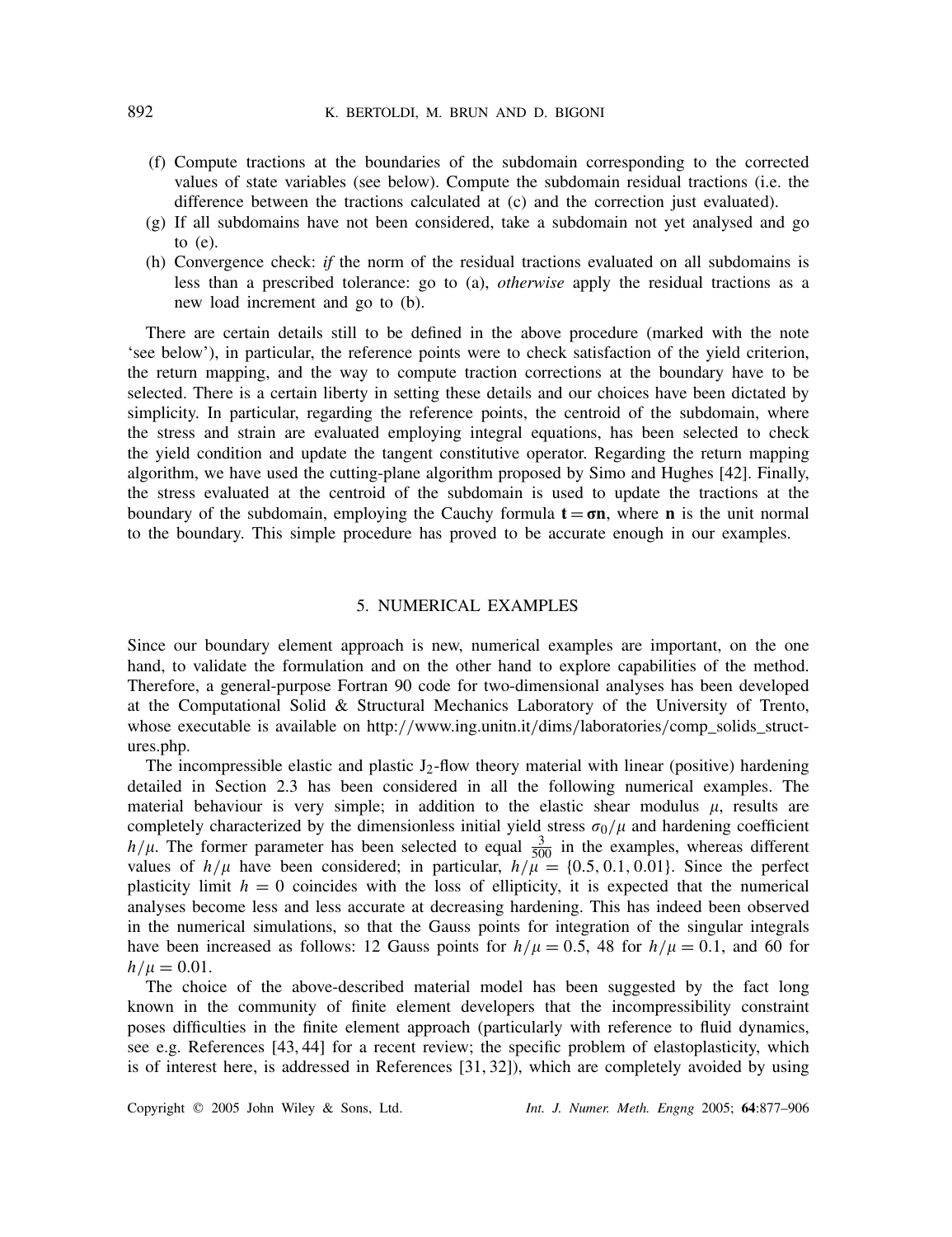(f) Compute tractions at the boundaries of the subdomain corresponding to the corrected values of state variables (see below). Compute the subdomain residual tractions (i.e. the difference between the tractions calculated at (c) and the correction just evaluated).

(g) If all subdomains have not been considered, take a subdomain not yet analysed and go to (e).

(h) Convergence check: *if* the norm of the residual tractions evaluated on all subdomains is less than a prescribed tolerance: go to (a), *otherwise* apply the residual tractions as a new load increment and go to (b).

There are certain details still to be defined in the above procedure (marked with the note 'see below'), in particular, the reference points were to check satisfaction of the yield criterion, the return mapping, and the way to compute traction corrections at the boundary have to be selected. There is a certain liberty in setting these details and our choices have been dictated by simplicity. In particular, regarding the reference points, the centroid of the subdomain, where the stress and strain are evaluated employing integral equations, has been selected to check the yield condition and update the tangent constitutive operator. Regarding the return mapping algorithm, we have used the cutting-plane algorithm proposed by Simo and Hughes [42]. Finally, the stress evaluated at the centroid of the subdomain is used to update the tractions at the boundary of the subdomain, employing the Cauchy formula $\mathbf{t} = \boldsymbol{\sigma}\mathbf{n}$, where $\mathbf{n}$ is the unit normal to the boundary. This simple procedure has proved to be accurate enough in our examples.

## 5. NUMERICAL EXAMPLES

Since our boundary element approach is new, numerical examples are important, on the one hand, to validate the formulation and on the other hand to explore capabilities of the method. Therefore, a general-purpose Fortran 90 code for two-dimensional analyses has been developed at the Computational Solid & Structural Mechanics Laboratory of the University of Trento, whose executable is available on http://www.ing.unitn.it/dims/laboratories/comp_solids_structures.php.

The incompressible elastic and plastic $J_2$-flow theory material with linear (positive) hardening detailed in Section 2.3 has been considered in all the following numerical examples. The material behaviour is very simple; in addition to the elastic shear modulus $\mu$, results are completely characterized by the dimensionless initial yield stress $\sigma_0/\mu$ and hardening coefficient $h/\mu$. The former parameter has been selected to equal $\frac{3}{500}$ in the examples, whereas different values of $h/\mu$ have been considered; in particular, $h/\mu = \{0.5, 0.1, 0.01\}$. Since the perfect plasticity limit $h = 0$ coincides with the loss of ellipticity, it is expected that the numerical analyses become less and less accurate at decreasing hardening. This has indeed been observed in the numerical simulations, so that the Gauss points for integration of the singular integrals have been increased as follows: 12 Gauss points for $h/\mu = 0.5$, 48 for $h/\mu = 0.1$, and 60 for $h/\mu = 0.01$.

The choice of the above-described material model has been suggested by the fact long known in the community of finite element developers that the incompressibility constraint poses difficulties in the finite element approach (particularly with reference to fluid dynamics, see e.g. References [43, 44] for a recent review; the specific problem of elastoplasticity, which is of interest here, is addressed in References [31, 32]), which are completely avoided by using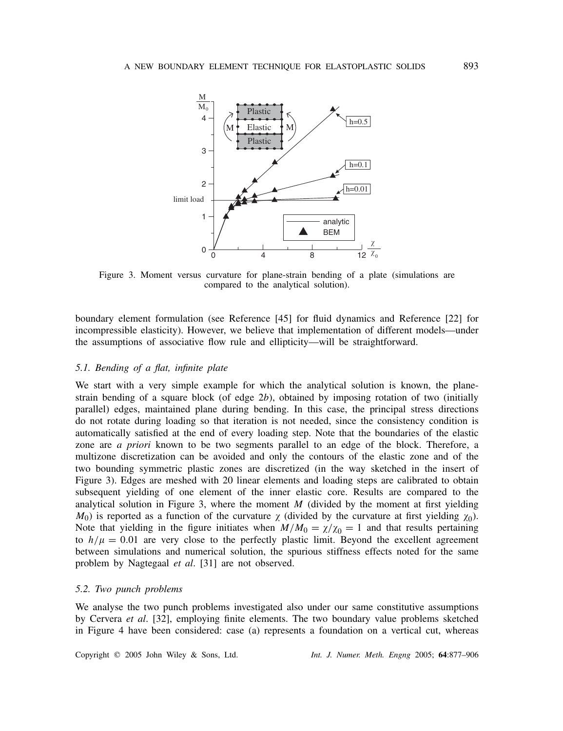Figure 3. Moment versus curvature for plane-strain bending of a plate (simulations are compared to the analytical solution).

boundary element formulation (see Reference [45] for fluid dynamics and Reference [22] for incompressible elasticity). However, we believe that implementation of different models—under the assumptions of associative flow rule and ellipticity—will be straightforward.

### 5.1. Bending of a flat, infinite plate

We start with a very simple example for which the analytical solution is known, the plane-strain bending of a square block (of edge $2b$), obtained by imposing rotation of two (initially parallel) edges, maintained plane during bending. In this case, the principal stress directions do not rotate during loading so that iteration is not needed, since the consistency condition is automatically satisfied at the end of every loading step. Note that the boundaries of the elastic zone are *a priori* known to be two segments parallel to an edge of the block. Therefore, a multizone discretization can be avoided and only the contours of the elastic zone and of the two bounding symmetric plastic zones are discretized (in the way sketched in the insert of Figure 3). Edges are meshed with 20 linear elements and loading steps are calibrated to obtain subsequent yielding of one element of the inner elastic core. Results are compared to the analytical solution in Figure 3, where the moment $M$ (divided by the moment at first yielding $M_0$) is reported as a function of the curvature $\chi$ (divided by the curvature at first yielding $\chi_0$). Note that yielding in the figure initiates when $M/M_0 = \chi/\chi_0 = 1$ and that results pertaining to $h/\mu = 0.01$ are very close to the perfectly plastic limit. Beyond the excellent agreement between simulations and numerical solution, the spurious stiffness effects noted for the same problem by Nagtegaal *et al*. [31] are not observed.

### 5.2. Two punch problems

We analyse the two punch problems investigated also under our same constitutive assumptions by Cervera *et al*. [32], employing finite elements. The two boundary value problems sketched in Figure 4 have been considered: case (a) represents a foundation on a vertical cut, whereas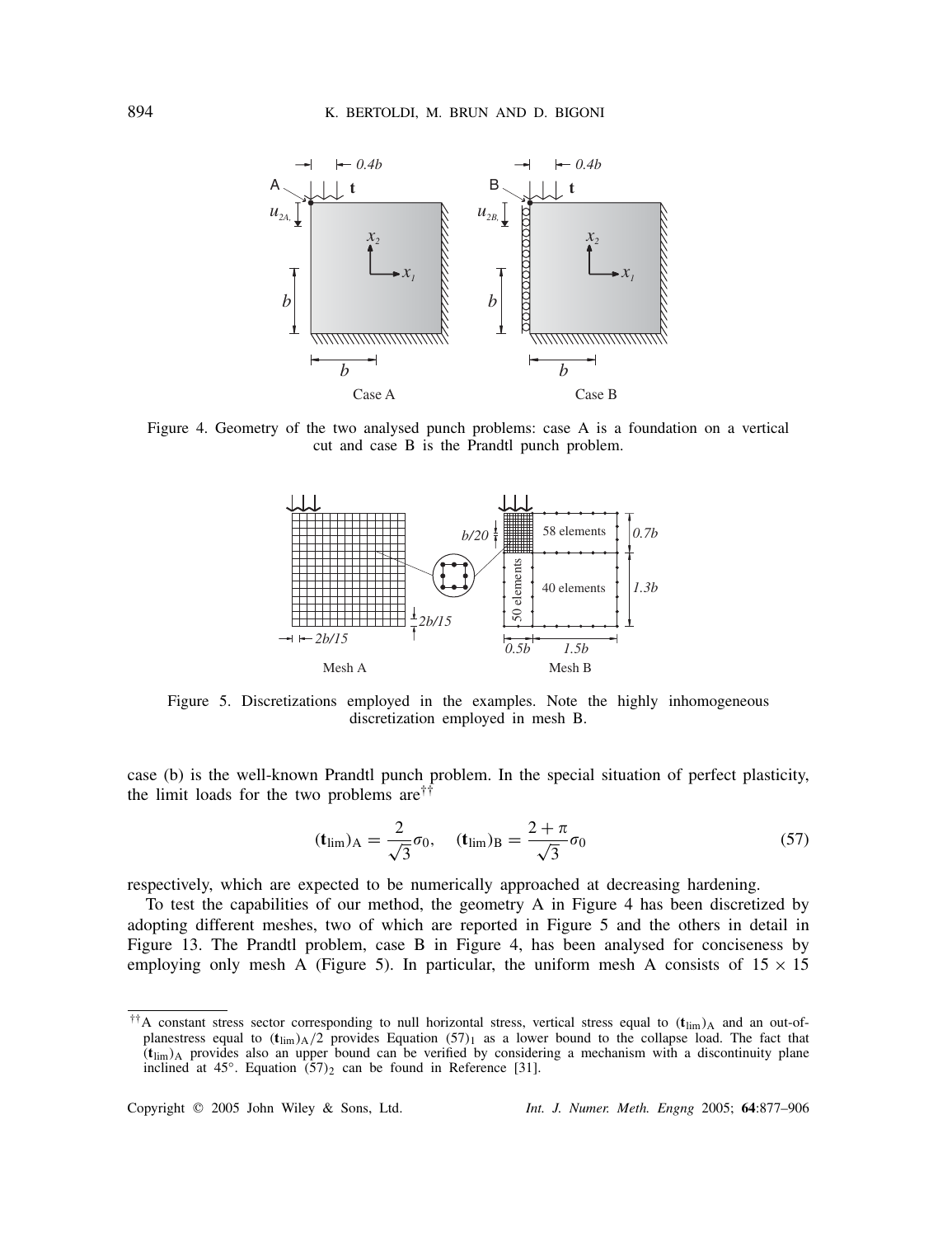Figure 4. Geometry of the two analysed punch problems: case A is a foundation on a vertical cut and case B is the Prandtl punch problem.

Figure 5. Discretizations employed in the examples. Note the highly inhomogeneous discretization employed in mesh B.

case (b) is the well-known Prandtl punch problem. In the special situation of perfect plasticity, the limit loads for the two problems are[††]

$$(\mathbf{t}_{\lim})_{\mathrm{A}} = \frac{2}{\sqrt{3}}\sigma_0, \quad (\mathbf{t}_{\lim})_{\mathrm{B}} = \frac{2+\pi}{\sqrt{3}}\sigma_0 \tag{57}$$

respectively, which are expected to be numerically approached at decreasing hardening.

To test the capabilities of our method, the geometry A in Figure 4 has been discretized by adopting different meshes, two of which are reported in Figure 5 and the others in detail in Figure 13. The Prandtl problem, case B in Figure 4, has been analysed for conciseness by employing only mesh A (Figure 5). In particular, the uniform mesh A consists of $15 \times 15$

[††] A constant stress sector corresponding to null horizontal stress, vertical stress equal to $(\mathbf{t}_{\lim})_{\mathrm{A}}$ and an out-of-planestress equal to $(\mathbf{t}_{\lim})_{\mathrm{A}}/2$ provides Equation $(57)_1$ as a lower bound to the collapse load. The fact that $(\mathbf{t}_{\lim})_{\mathrm{A}}$ provides also an upper bound can be verified by considering a mechanism with a discontinuity plane inclined at 45°. Equation $(57)_2$ can be found in Reference [31].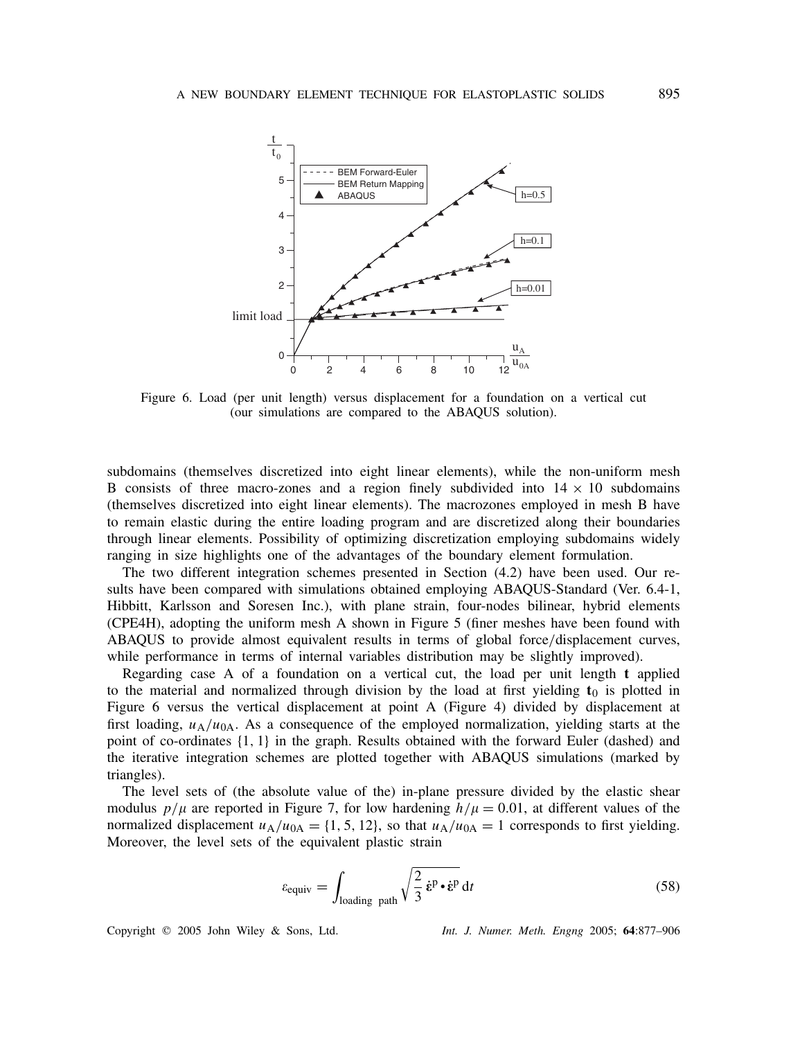Figure 6. Load (per unit length) versus displacement for a foundation on a vertical cut (our simulations are compared to the ABAQUS solution).

subdomains (themselves discretized into eight linear elements), while the non-uniform mesh B consists of three macro-zones and a region finely subdivided into $14 \times 10$ subdomains (themselves discretized into eight linear elements). The macrozones employed in mesh B have to remain elastic during the entire loading program and are discretized along their boundaries through linear elements. Possibility of optimizing discretization employing subdomains widely ranging in size highlights one of the advantages of the boundary element formulation.

The two different integration schemes presented in Section (4.2) have been used. Our results have been compared with simulations obtained employing ABAQUS-Standard (Ver. 6.4-1, Hibbitt, Karlsson and Soresen Inc.), with plane strain, four-nodes bilinear, hybrid elements (CPE4H), adopting the uniform mesh A shown in Figure 5 (finer meshes have been found with ABAQUS to provide almost equivalent results in terms of global force/displacement curves, while performance in terms of internal variables distribution may be slightly improved).

Regarding case A of a foundation on a vertical cut, the load per unit length $\mathbf{t}$ applied to the material and normalized through division by the load at first yielding $\mathbf{t}_0$ is plotted in Figure 6 versus the vertical displacement at point A (Figure 4) divided by displacement at first loading, $u_A/u_{0A}$. As a consequence of the employed normalization, yielding starts at the point of co-ordinates $\{1, 1\}$ in the graph. Results obtained with the forward Euler (dashed) and the iterative integration schemes are plotted together with ABAQUS simulations (marked by triangles).

The level sets of (the absolute value of the) in-plane pressure divided by the elastic shear modulus $p/\mu$ are reported in Figure 7, for low hardening $h/\mu = 0.01$, at different values of the normalized displacement $u_A/u_{0A} = \{1, 5, 12\}$, so that $u_A/u_{0A} = 1$ corresponds to first yielding. Moreover, the level sets of the equivalent plastic strain

$$\varepsilon_{\text{equiv}} = \int_{\text{loading path}} \sqrt{\frac{2}{3}\,\dot{\boldsymbol{\varepsilon}}^{\text{p}} \bullet \dot{\boldsymbol{\varepsilon}}^{\text{p}}}\, \mathrm{d}t \tag{58}$$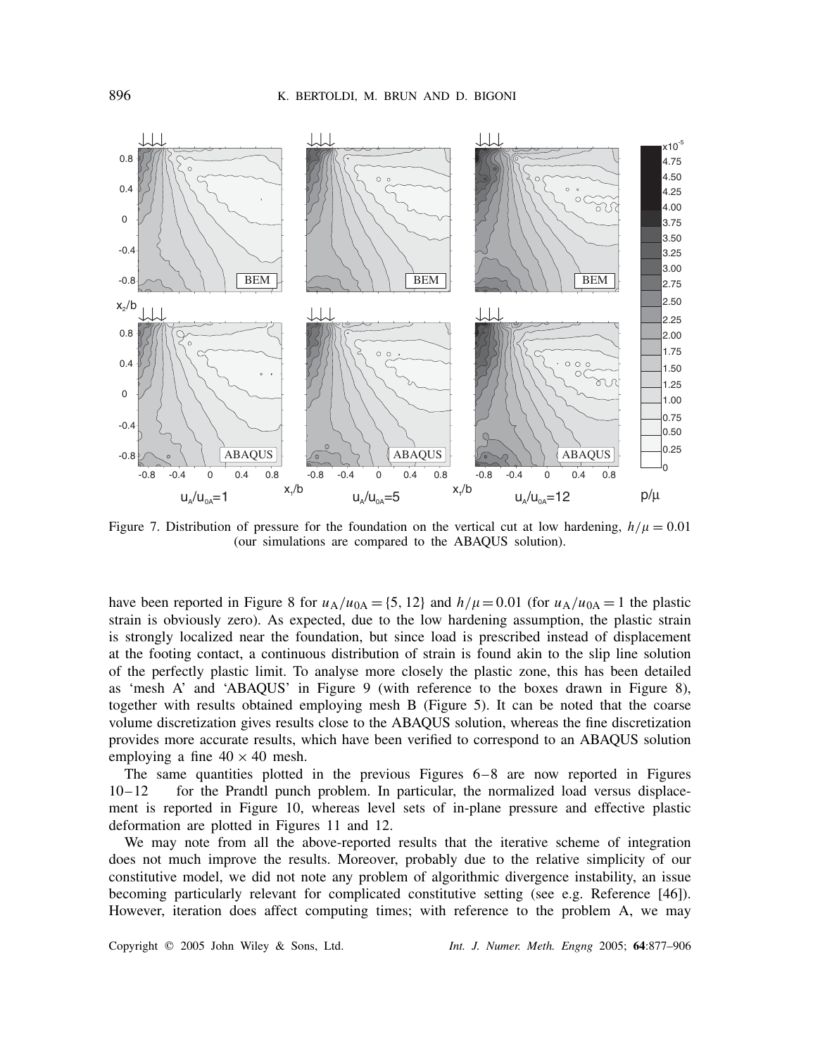Figure 7. Distribution of pressure for the foundation on the vertical cut at low hardening, $h/\mu = 0.01$ (our simulations are compared to the ABAQUS solution).

have been reported in Figure 8 for $u_A/u_{0A} = \{5, 12\}$ and $h/\mu = 0.01$ (for $u_A/u_{0A} = 1$ the plastic strain is obviously zero). As expected, due to the low hardening assumption, the plastic strain is strongly localized near the foundation, but since load is prescribed instead of displacement at the footing contact, a continuous distribution of strain is found akin to the slip line solution of the perfectly plastic limit. To analyse more closely the plastic zone, this has been detailed as 'mesh A' and 'ABAQUS' in Figure 9 (with reference to the boxes drawn in Figure 8), together with results obtained employing mesh B (Figure 5). It can be noted that the coarse volume discretization gives results close to the ABAQUS solution, whereas the fine discretization provides more accurate results, which have been verified to correspond to an ABAQUS solution employing a fine $40 \times 40$ mesh.

The same quantities plotted in the previous Figures 6–8 are now reported in Figures 10–12 for the Prandtl punch problem. In particular, the normalized load versus displacement is reported in Figure 10, whereas level sets of in-plane pressure and effective plastic deformation are plotted in Figures 11 and 12.

We may note from all the above-reported results that the iterative scheme of integration does not much improve the results. Moreover, probably due to the relative simplicity of our constitutive model, we did not note any problem of algorithmic divergence instability, an issue becoming particularly relevant for complicated constitutive setting (see e.g. Reference [46]). However, iteration does affect computing times; with reference to the problem A, we may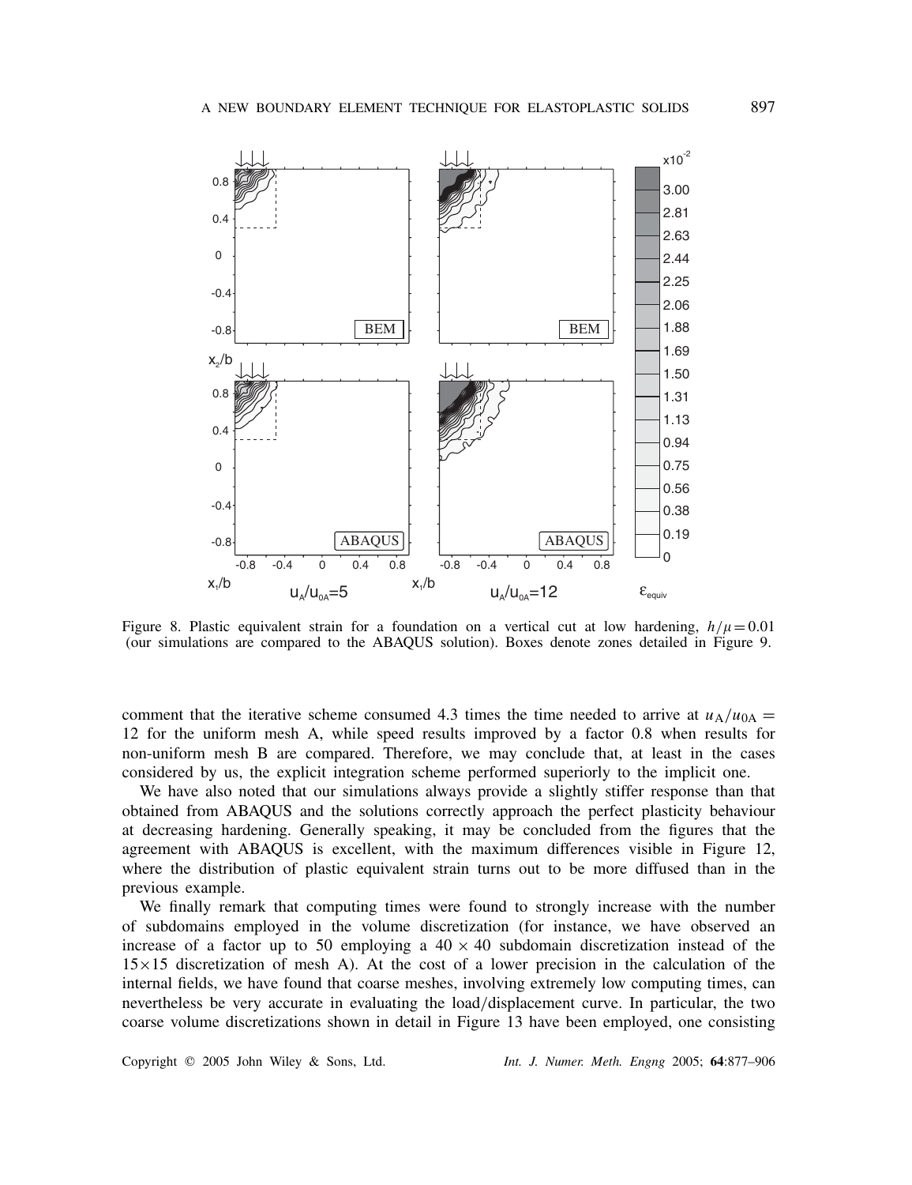Figure 8. Plastic equivalent strain for a foundation on a vertical cut at low hardening, $h/\mu = 0.01$ (our simulations are compared to the ABAQUS solution). Boxes denote zones detailed in Figure 9.

comment that the iterative scheme consumed 4.3 times the time needed to arrive at $u_A/u_{0A} = 12$ for the uniform mesh A, while speed results improved by a factor 0.8 when results for non-uniform mesh B are compared. Therefore, we may conclude that, at least in the cases considered by us, the explicit integration scheme performed superiorly to the implicit one.

We have also noted that our simulations always provide a slightly stiffer response than that obtained from ABAQUS and the solutions correctly approach the perfect plasticity behaviour at decreasing hardening. Generally speaking, it may be concluded from the figures that the agreement with ABAQUS is excellent, with the maximum differences visible in Figure 12, where the distribution of plastic equivalent strain turns out to be more diffused than in the previous example.

We finally remark that computing times were found to strongly increase with the number of subdomains employed in the volume discretization (for instance, we have observed an increase of a factor up to 50 employing a $40 \times 40$ subdomain discretization instead of the $15 \times 15$ discretization of mesh A). At the cost of a lower precision in the calculation of the internal fields, we have found that coarse meshes, involving extremely low computing times, can nevertheless be very accurate in evaluating the load/displacement curve. In particular, the two coarse volume discretizations shown in detail in Figure 13 have been employed, one consisting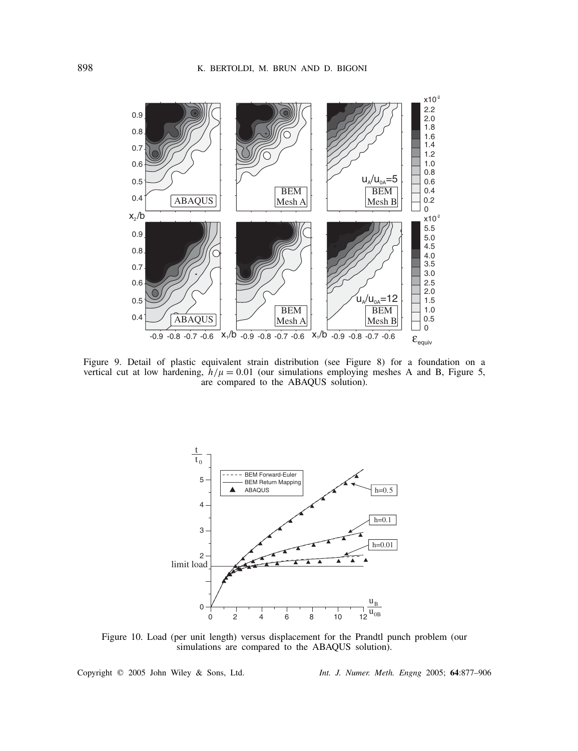Figure 9. Detail of plastic equivalent strain distribution (see Figure 8) for a foundation on a vertical cut at low hardening, $h/\mu = 0.01$ (our simulations employing meshes A and B, Figure 5, are compared to the ABAQUS solution).

Figure 10. Load (per unit length) versus displacement for the Prandtl punch problem (our simulations are compared to the ABAQUS solution).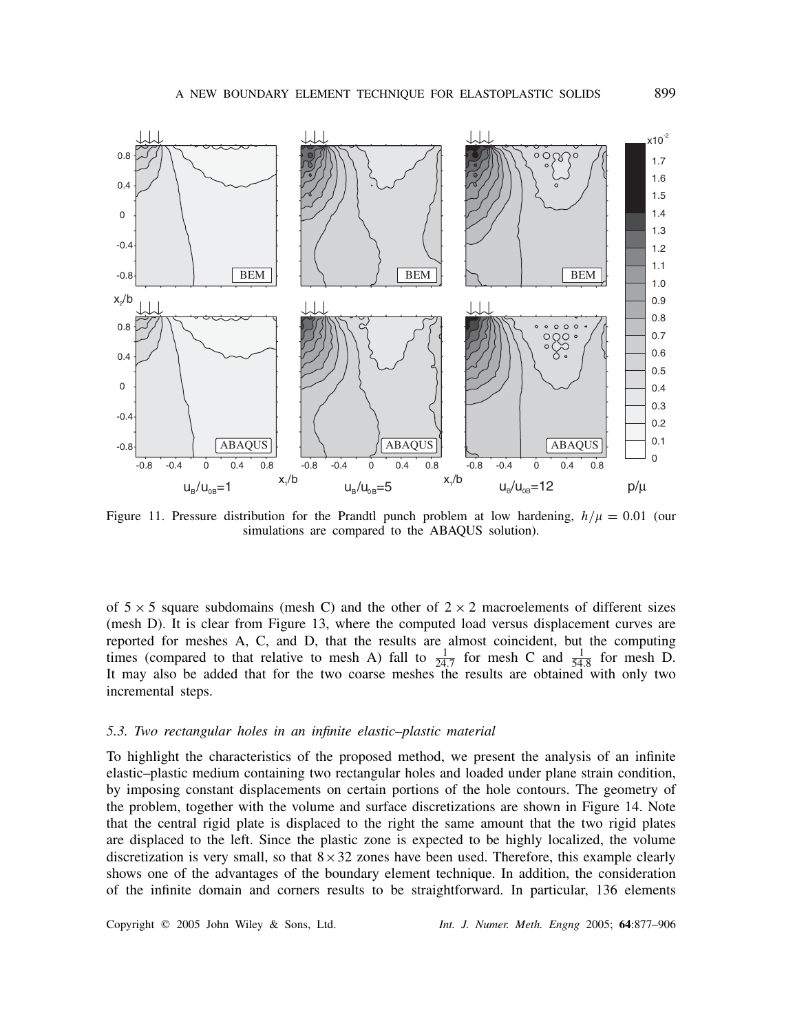Figure 11. Pressure distribution for the Prandtl punch problem at low hardening, $h/\mu = 0.01$ (our simulations are compared to the ABAQUS solution).

of $5 \times 5$ square subdomains (mesh C) and the other of $2 \times 2$ macroelements of different sizes (mesh D). It is clear from Figure 13, where the computed load versus displacement curves are reported for meshes A, C, and D, that the results are almost coincident, but the computing times (compared to that relative to mesh A) fall to $\frac{1}{24.7}$ for mesh C and $\frac{1}{54.8}$ for mesh D. It may also be added that for the two coarse meshes the results are obtained with only two incremental steps.

### *5.3. Two rectangular holes in an infinite elastic–plastic material*

To highlight the characteristics of the proposed method, we present the analysis of an infinite elastic–plastic medium containing two rectangular holes and loaded under plane strain condition, by imposing constant displacements on certain portions of the hole contours. The geometry of the problem, together with the volume and surface discretizations are shown in Figure 14. Note that the central rigid plate is displaced to the right the same amount that the two rigid plates are displaced to the left. Since the plastic zone is expected to be highly localized, the volume discretization is very small, so that $8 \times 32$ zones have been used. Therefore, this example clearly shows one of the advantages of the boundary element technique. In addition, the consideration of the infinite domain and corners results to be straightforward. In particular, 136 elements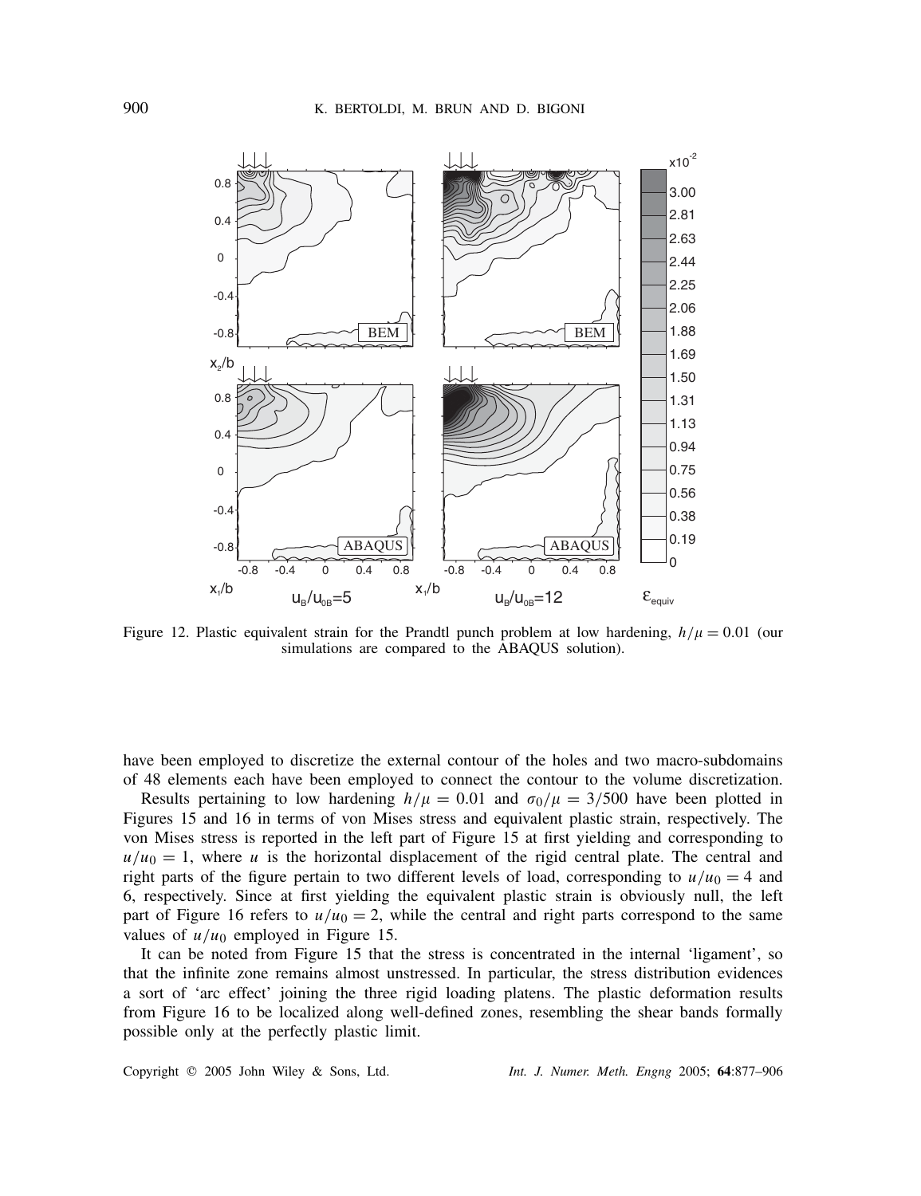Figure 12. Plastic equivalent strain for the Prandtl punch problem at low hardening, $h/\mu = 0.01$ (our simulations are compared to the ABAQUS solution).

have been employed to discretize the external contour of the holes and two macro-subdomains of 48 elements each have been employed to connect the contour to the volume discretization.

Results pertaining to low hardening $h/\mu = 0.01$ and $\sigma_0/\mu = 3/500$ have been plotted in Figures 15 and 16 in terms of von Mises stress and equivalent plastic strain, respectively. The von Mises stress is reported in the left part of Figure 15 at first yielding and corresponding to $u/u_0 = 1$, where $u$ is the horizontal displacement of the rigid central plate. The central and right parts of the figure pertain to two different levels of load, corresponding to $u/u_0 = 4$ and 6, respectively. Since at first yielding the equivalent plastic strain is obviously null, the left part of Figure 16 refers to $u/u_0 = 2$, while the central and right parts correspond to the same values of $u/u_0$ employed in Figure 15.

It can be noted from Figure 15 that the stress is concentrated in the internal 'ligament', so that the infinite zone remains almost unstressed. In particular, the stress distribution evidences a sort of 'arc effect' joining the three rigid loading platens. The plastic deformation results from Figure 16 to be localized along well-defined zones, resembling the shear bands formally possible only at the perfectly plastic limit.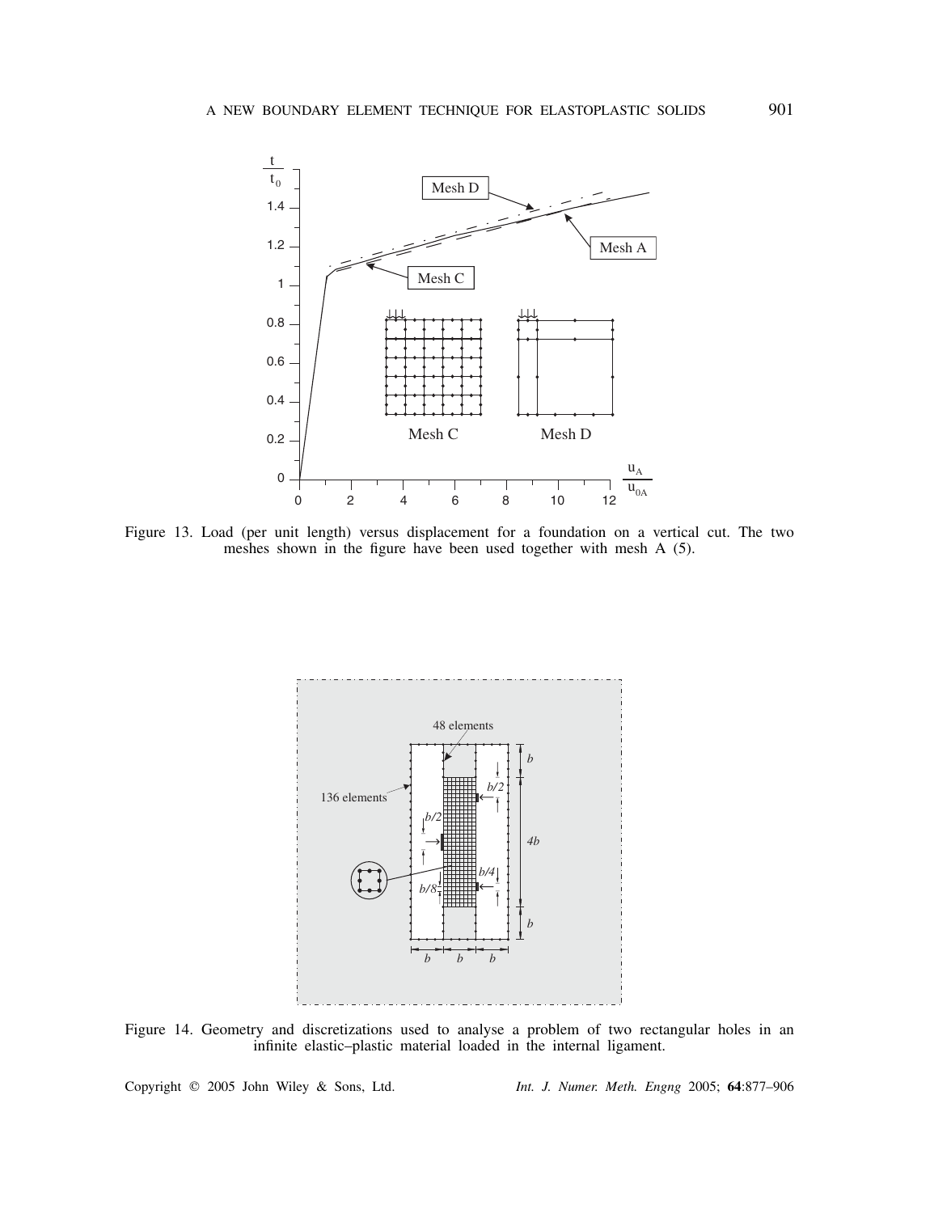Figure 13. Load (per unit length) versus displacement for a foundation on a vertical cut. The two meshes shown in the figure have been used together with mesh A (5).

Figure 14. Geometry and discretizations used to analyse a problem of two rectangular holes in an infinite elastic–plastic material loaded in the internal ligament.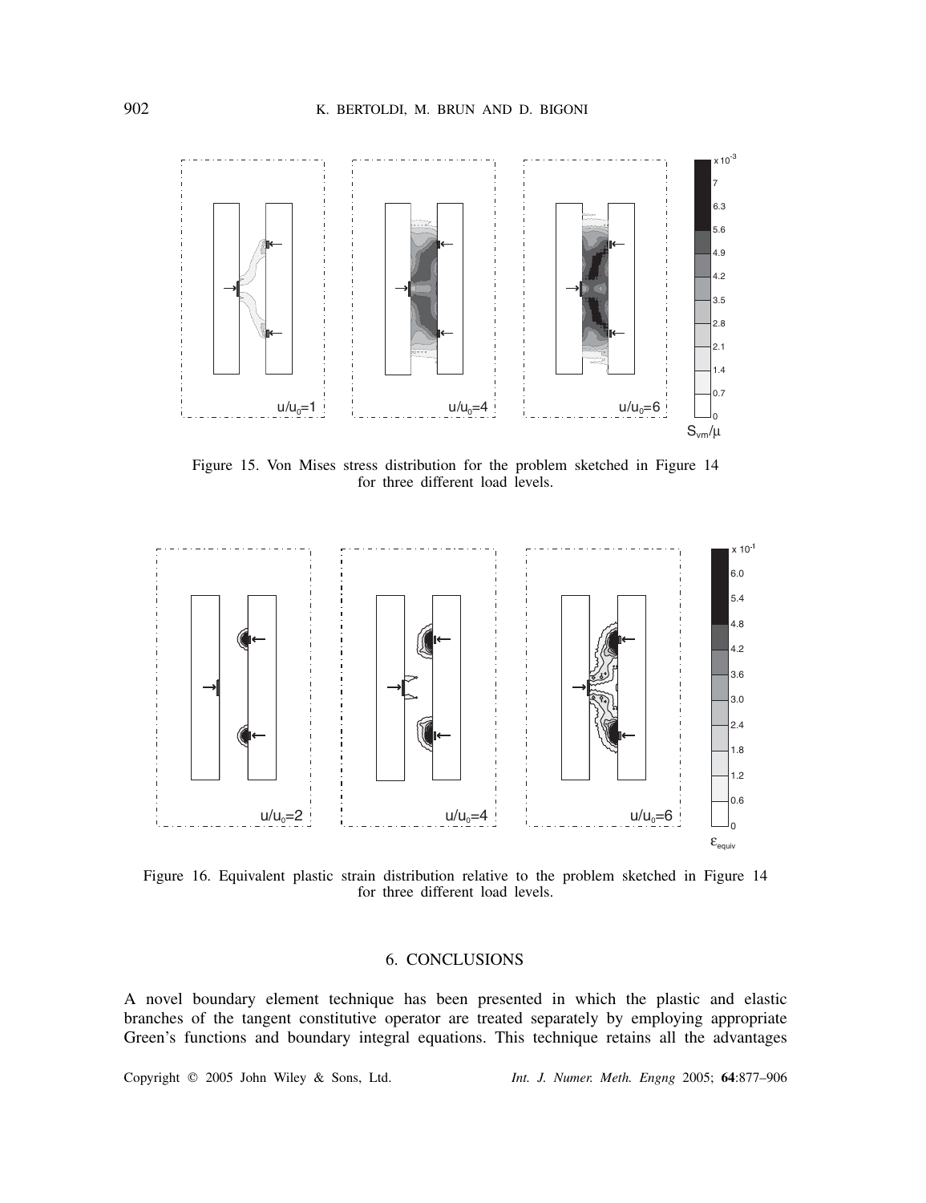Figure 15. Von Mises stress distribution for the problem sketched in Figure 14 for three different load levels.

Figure 16. Equivalent plastic strain distribution relative to the problem sketched in Figure 14 for three different load levels.

## 6. CONCLUSIONS

A novel boundary element technique has been presented in which the plastic and elastic branches of the tangent constitutive operator are treated separately by employing appropriate Green's functions and boundary integral equations. This technique retains all the advantages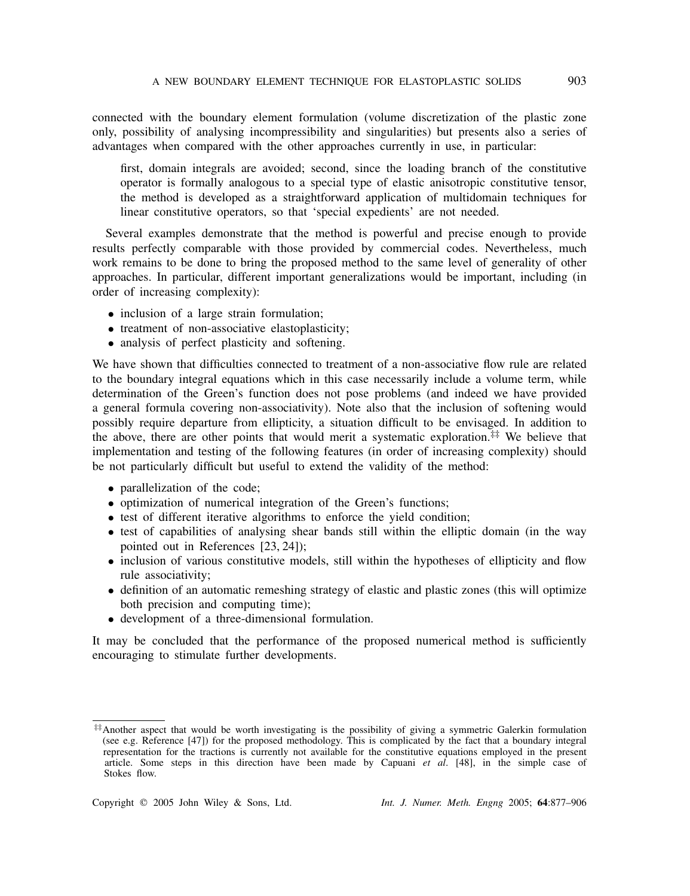connected with the boundary element formulation (volume discretization of the plastic zone only, possibility of analysing incompressibility and singularities) but presents also a series of advantages when compared with the other approaches currently in use, in particular:

> first, domain integrals are avoided; second, since the loading branch of the constitutive operator is formally analogous to a special type of elastic anisotropic constitutive tensor, the method is developed as a straightforward application of multidomain techniques for linear constitutive operators, so that 'special expedients' are not needed.

Several examples demonstrate that the method is powerful and precise enough to provide results perfectly comparable with those provided by commercial codes. Nevertheless, much work remains to be done to bring the proposed method to the same level of generality of other approaches. In particular, different important generalizations would be important, including (in order of increasing complexity):

- inclusion of a large strain formulation;
- treatment of non-associative elastoplasticity;
- analysis of perfect plasticity and softening.

We have shown that difficulties connected to treatment of a non-associative flow rule are related to the boundary integral equations which in this case necessarily include a volume term, while determination of the Green's function does not pose problems (and indeed we have provided a general formula covering non-associativity). Note also that the inclusion of softening would possibly require departure from ellipticity, a situation difficult to be envisaged. In addition to the above, there are other points that would merit a systematic exploration.[‡‡] We believe that implementation and testing of the following features (in order of increasing complexity) should be not particularly difficult but useful to extend the validity of the method:

- parallelization of the code;
- optimization of numerical integration of the Green's functions;
- test of different iterative algorithms to enforce the yield condition;
- test of capabilities of analysing shear bands still within the elliptic domain (in the way pointed out in References [23, 24]);
- inclusion of various constitutive models, still within the hypotheses of ellipticity and flow rule associativity;
- definition of an automatic remeshing strategy of elastic and plastic zones (this will optimize both precision and computing time);
- development of a three-dimensional formulation.

It may be concluded that the performance of the proposed numerical method is sufficiently encouraging to stimulate further developments.

---

[‡‡] Another aspect that would be worth investigating is the possibility of giving a symmetric Galerkin formulation (see e.g. Reference [47]) for the proposed methodology. This is complicated by the fact that a boundary integral representation for the tractions is currently not available for the constitutive equations employed in the present article. Some steps in this direction have been made by Capuani *et al*. [48], in the simple case of Stokes flow.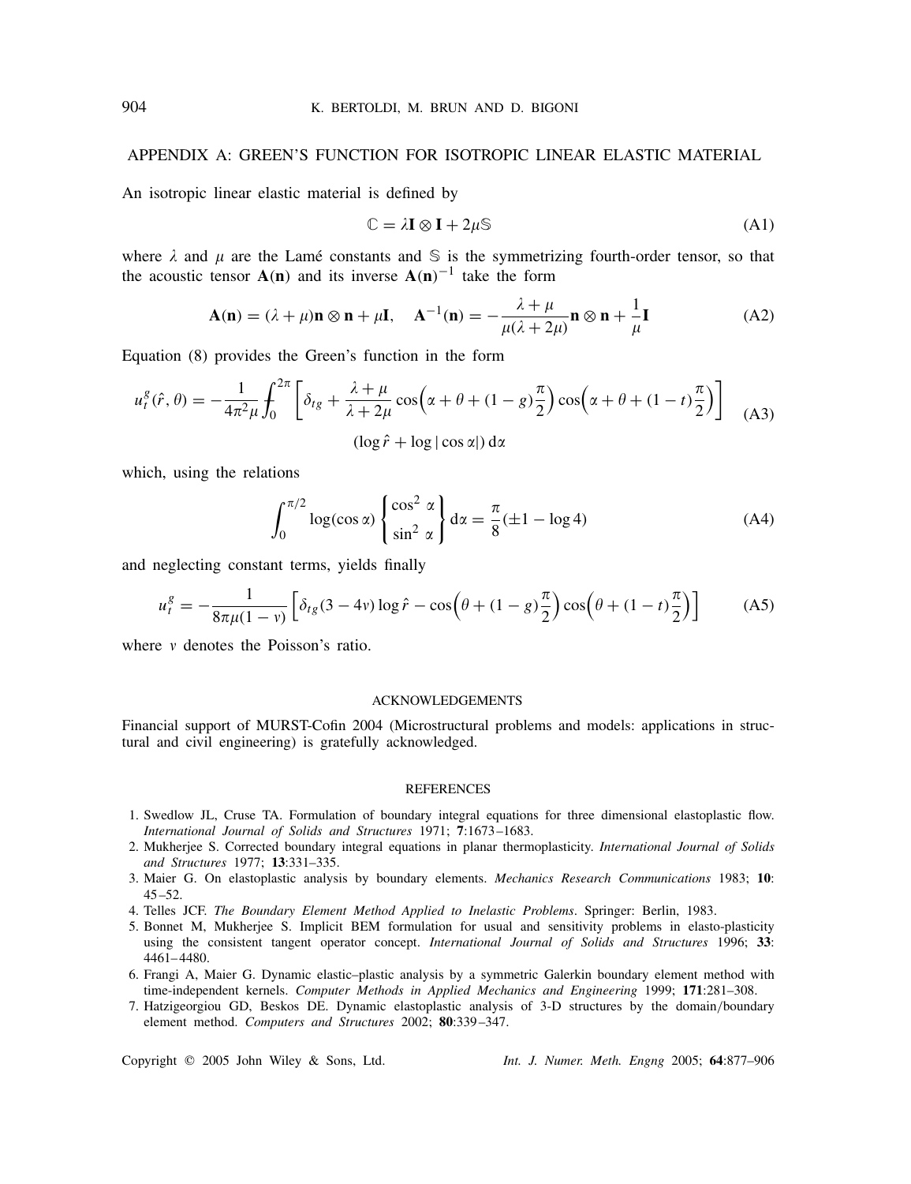## APPENDIX A: GREEN'S FUNCTION FOR ISOTROPIC LINEAR ELASTIC MATERIAL

An isotropic linear elastic material is defined by

$$\mathbb{C} = \lambda \mathbf{I} \otimes \mathbf{I} + 2\mu \mathbb{S} \tag{A1}$$

where $\lambda$ and $\mu$ are the Lamé constants and $\mathbb{S}$ is the symmetrizing fourth-order tensor, so that the acoustic tensor $\mathbf{A}(\mathbf{n})$ and its inverse $\mathbf{A}(\mathbf{n})^{-1}$ take the form

$$\mathbf{A}(\mathbf{n}) = (\lambda + \mu)\mathbf{n} \otimes \mathbf{n} + \mu \mathbf{I}, \quad \mathbf{A}^{-1}(\mathbf{n}) = -\frac{\lambda + \mu}{\mu(\lambda + 2\mu)}\mathbf{n} \otimes \mathbf{n} + \frac{1}{\mu}\mathbf{I} \tag{A2}$$

Equation (8) provides the Green's function in the form

$$u_t^g(\hat{r}, \theta) = -\frac{1}{4\pi^2 \mu} \int_0^{2\pi} \left[ \delta_{tg} + \frac{\lambda + \mu}{\lambda + 2\mu} \cos\left(\alpha + \theta + (1-g)\frac{\pi}{2}\right) \cos\left(\alpha + \theta + (1-t)\frac{\pi}{2}\right) \right] (\log \hat{r} + \log|\cos\alpha|)\, \mathrm{d}\alpha \tag{A3}$$

which, using the relations

$$\int_0^{\pi/2} \log(\cos\alpha) \begin{Bmatrix} \cos^2 \alpha \\ \sin^2 \alpha \end{Bmatrix} \mathrm{d}\alpha = \frac{\pi}{8}(\pm 1 - \log 4) \tag{A4}$$

and neglecting constant terms, yields finally

$$u_t^g = -\frac{1}{8\pi\mu(1-v)} \left[ \delta_{tg}(3 - 4v)\log \hat{r} - \cos\left(\theta + (1-g)\frac{\pi}{2}\right) \cos\left(\theta + (1-t)\frac{\pi}{2}\right) \right] \tag{A5}$$

where $v$ denotes the Poisson's ratio.

## ACKNOWLEDGEMENTS

Financial support of MURST-Cofin 2004 (Microstructural problems and models: applications in structural and civil engineering) is gratefully acknowledged.

## REFERENCES

1. Swedlow JL, Cruse TA. Formulation of boundary integral equations for three dimensional elastoplastic flow. *International Journal of Solids and Structures* 1971; **7**:1673–1683.
2. Mukherjee S. Corrected boundary integral equations in planar thermoplasticity. *International Journal of Solids and Structures* 1977; **13**:331–335.
3. Maier G. On elastoplastic analysis by boundary elements. *Mechanics Research Communications* 1983; **10**: 45–52.
4. Telles JCF. *The Boundary Element Method Applied to Inelastic Problems*. Springer: Berlin, 1983.
5. Bonnet M, Mukherjee S. Implicit BEM formulation for usual and sensitivity problems in elasto-plasticity using the consistent tangent operator concept. *International Journal of Solids and Structures* 1996; **33**: 4461–4480.
6. Frangi A, Maier G. Dynamic elastic–plastic analysis by a symmetric Galerkin boundary element method with time-independent kernels. *Computer Methods in Applied Mechanics and Engineering* 1999; **171**:281–308.
7. Hatzigeorgiou GD, Beskos DE. Dynamic elastoplastic analysis of 3-D structures by the domain/boundary element method. *Computers and Structures* 2002; **80**:339–347.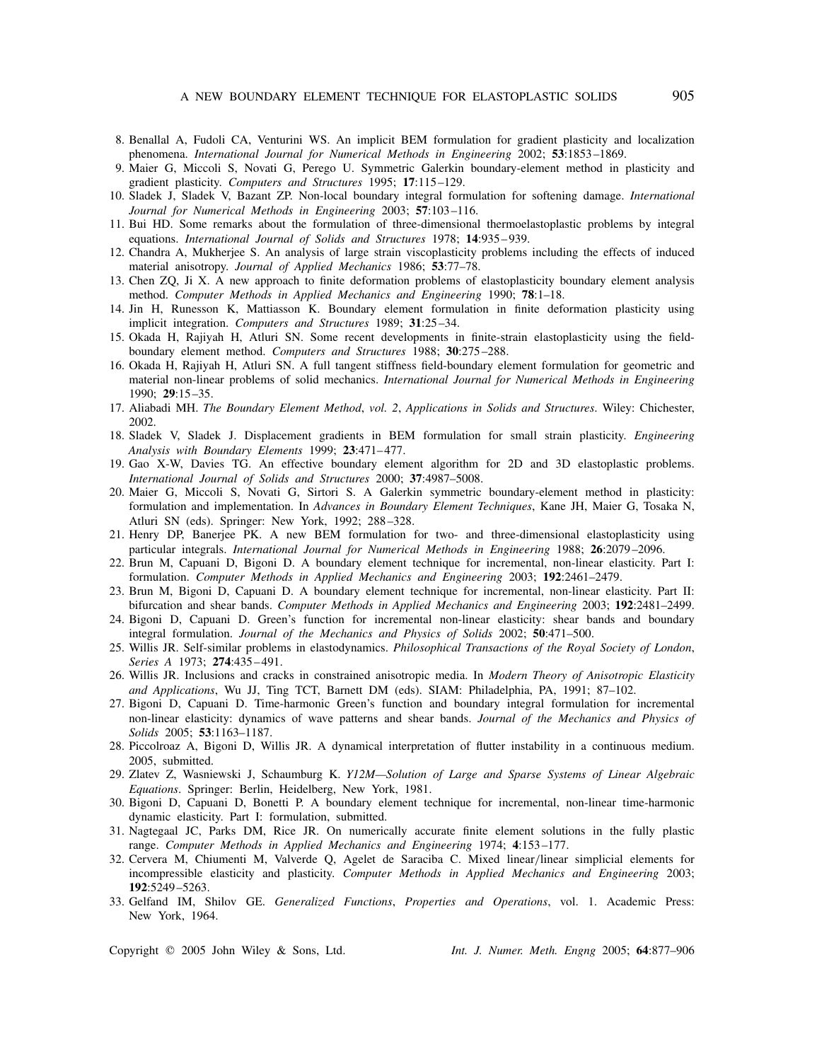8. Benallal A, Fudoli CA, Venturini WS. An implicit BEM formulation for gradient plasticity and localization phenomena. *International Journal for Numerical Methods in Engineering* 2002; **53**:1853–1869.
9. Maier G, Miccoli S, Novati G, Perego U. Symmetric Galerkin boundary-element method in plasticity and gradient plasticity. *Computers and Structures* 1995; **17**:115–129.
10. Sladek J, Sladek V, Bazant ZP. Non-local boundary integral formulation for softening damage. *International Journal for Numerical Methods in Engineering* 2003; **57**:103–116.
11. Bui HD. Some remarks about the formulation of three-dimensional thermoelastoplastic problems by integral equations. *International Journal of Solids and Structures* 1978; **14**:935–939.
12. Chandra A, Mukherjee S. An analysis of large strain viscoplasticity problems including the effects of induced material anisotropy. *Journal of Applied Mechanics* 1986; **53**:77–78.
13. Chen ZQ, Ji X. A new approach to finite deformation problems of elastoplasticity boundary element analysis method. *Computer Methods in Applied Mechanics and Engineering* 1990; **78**:1–18.
14. Jin H, Runesson K, Mattiasson K. Boundary element formulation in finite deformation plasticity using implicit integration. *Computers and Structures* 1989; **31**:25–34.
15. Okada H, Rajiyah H, Atluri SN. Some recent developments in finite-strain elastoplasticity using the field-boundary element method. *Computers and Structures* 1988; **30**:275–288.
16. Okada H, Rajiyah H, Atluri SN. A full tangent stiffness field-boundary element formulation for geometric and material non-linear problems of solid mechanics. *International Journal for Numerical Methods in Engineering* 1990; **29**:15–35.
17. Aliabadi MH. *The Boundary Element Method*, *vol. 2*, *Applications in Solids and Structures*. Wiley: Chichester, 2002.
18. Sladek V, Sladek J. Displacement gradients in BEM formulation for small strain plasticity. *Engineering Analysis with Boundary Elements* 1999; **23**:471–477.
19. Gao X-W, Davies TG. An effective boundary element algorithm for 2D and 3D elastoplastic problems. *International Journal of Solids and Structures* 2000; **37**:4987–5008.
20. Maier G, Miccoli S, Novati G, Sirtori S. A Galerkin symmetric boundary-element method in plasticity: formulation and implementation. In *Advances in Boundary Element Techniques*, Kane JH, Maier G, Tosaka N, Atluri SN (eds). Springer: New York, 1992; 288–328.
21. Henry DP, Banerjee PK. A new BEM formulation for two- and three-dimensional elastoplasticity using particular integrals. *International Journal for Numerical Methods in Engineering* 1988; **26**:2079–2096.
22. Brun M, Capuani D, Bigoni D. A boundary element technique for incremental, non-linear elasticity. Part I: formulation. *Computer Methods in Applied Mechanics and Engineering* 2003; **192**:2461–2479.
23. Brun M, Bigoni D, Capuani D. A boundary element technique for incremental, non-linear elasticity. Part II: bifurcation and shear bands. *Computer Methods in Applied Mechanics and Engineering* 2003; **192**:2481–2499.
24. Bigoni D, Capuani D. Green's function for incremental non-linear elasticity: shear bands and boundary integral formulation. *Journal of the Mechanics and Physics of Solids* 2002; **50**:471–500.
25. Willis JR. Self-similar problems in elastodynamics. *Philosophical Transactions of the Royal Society of London*, *Series A* 1973; **274**:435–491.
26. Willis JR. Inclusions and cracks in constrained anisotropic media. In *Modern Theory of Anisotropic Elasticity and Applications*, Wu JJ, Ting TCT, Barnett DM (eds). SIAM: Philadelphia, PA, 1991; 87–102.
27. Bigoni D, Capuani D. Time-harmonic Green's function and boundary integral formulation for incremental non-linear elasticity: dynamics of wave patterns and shear bands. *Journal of the Mechanics and Physics of Solids* 2005; **53**:1163–1187.
28. Piccolroaz A, Bigoni D, Willis JR. A dynamical interpretation of flutter instability in a continuous medium. 2005, submitted.
29. Zlatev Z, Wasniewski J, Schaumburg K. *Y12M—Solution of Large and Sparse Systems of Linear Algebraic Equations*. Springer: Berlin, Heidelberg, New York, 1981.
30. Bigoni D, Capuani D, Bonetti P. A boundary element technique for incremental, non-linear time-harmonic dynamic elasticity. Part I: formulation, submitted.
31. Nagtegaal JC, Parks DM, Rice JR. On numerically accurate finite element solutions in the fully plastic range. *Computer Methods in Applied Mechanics and Engineering* 1974; **4**:153–177.
32. Cervera M, Chiumenti M, Valverde Q, Agelet de Saraciba C. Mixed linear/linear simplicial elements for incompressible elasticity and plasticity. *Computer Methods in Applied Mechanics and Engineering* 2003; **192**:5249–5263.
33. Gelfand IM, Shilov GE. *Generalized Functions*, *Properties and Operations*, vol. 1. Academic Press: New York, 1964.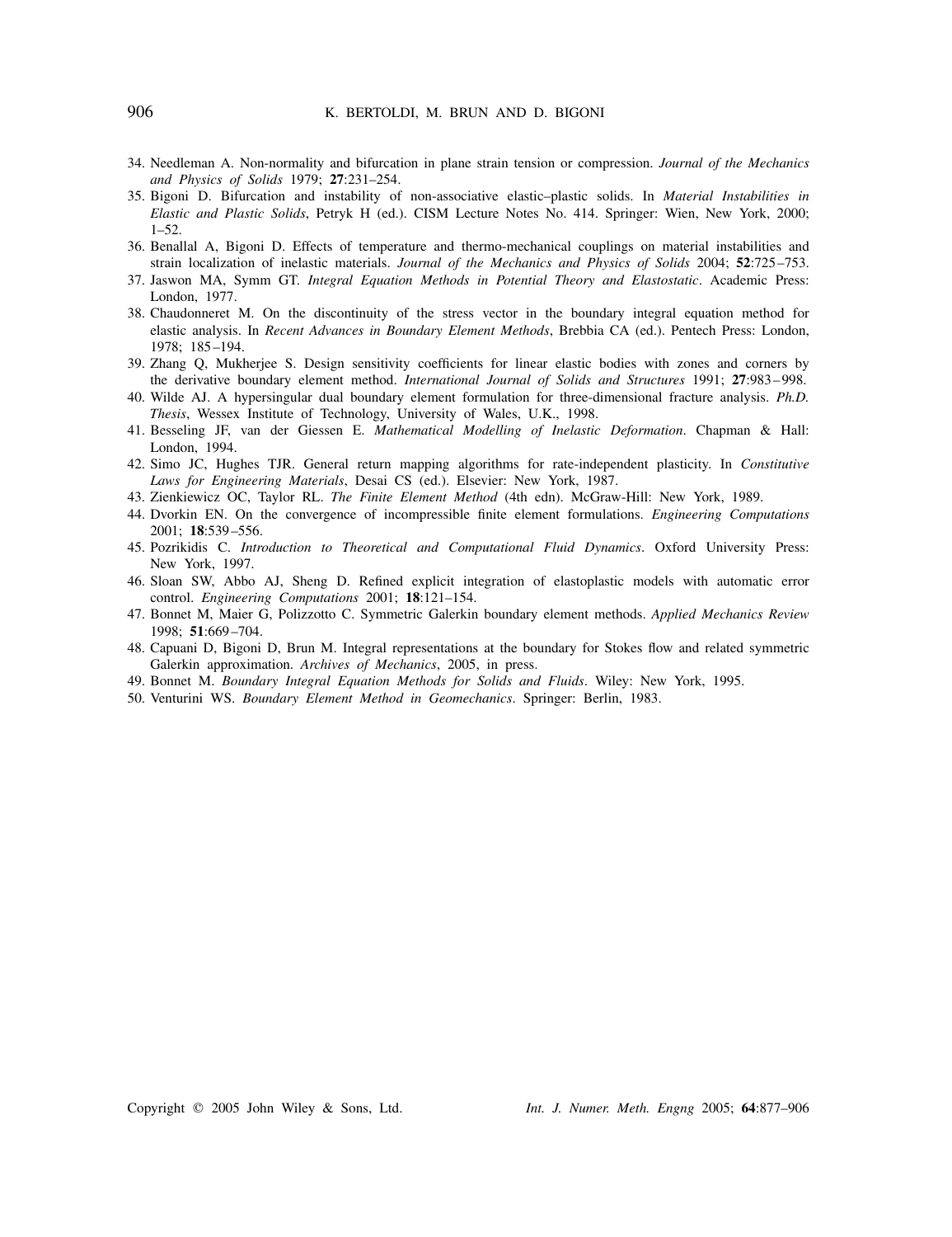34. Needleman A. Non-normality and bifurcation in plane strain tension or compression. *Journal of the Mechanics and Physics of Solids* 1979; **27**:231–254.
35. Bigoni D. Bifurcation and instability of non-associative elastic–plastic solids. In *Material Instabilities in Elastic and Plastic Solids*, Petryk H (ed.). CISM Lecture Notes No. 414. Springer: Wien, New York, 2000; 1–52.
36. Benallal A, Bigoni D. Effects of temperature and thermo-mechanical couplings on material instabilities and strain localization of inelastic materials. *Journal of the Mechanics and Physics of Solids* 2004; **52**:725–753.
37. Jaswon MA, Symm GT. *Integral Equation Methods in Potential Theory and Elastostatic*. Academic Press: London, 1977.
38. Chaudonneret M. On the discontinuity of the stress vector in the boundary integral equation method for elastic analysis. In *Recent Advances in Boundary Element Methods*, Brebbia CA (ed.). Pentech Press: London, 1978; 185–194.
39. Zhang Q, Mukherjee S. Design sensitivity coefficients for linear elastic bodies with zones and corners by the derivative boundary element method. *International Journal of Solids and Structures* 1991; **27**:983–998.
40. Wilde AJ. A hypersingular dual boundary element formulation for three-dimensional fracture analysis. *Ph.D. Thesis*, Wessex Institute of Technology, University of Wales, U.K., 1998.
41. Besseling JF, van der Giessen E. *Mathematical Modelling of Inelastic Deformation*. Chapman & Hall: London, 1994.
42. Simo JC, Hughes TJR. General return mapping algorithms for rate-independent plasticity. In *Constitutive Laws for Engineering Materials*, Desai CS (ed.). Elsevier: New York, 1987.
43. Zienkiewicz OC, Taylor RL. *The Finite Element Method* (4th edn). McGraw-Hill: New York, 1989.
44. Dvorkin EN. On the convergence of incompressible finite element formulations. *Engineering Computations* 2001; **18**:539–556.
45. Pozrikidis C. *Introduction to Theoretical and Computational Fluid Dynamics*. Oxford University Press: New York, 1997.
46. Sloan SW, Abbo AJ, Sheng D. Refined explicit integration of elastoplastic models with automatic error control. *Engineering Computations* 2001; **18**:121–154.
47. Bonnet M, Maier G, Polizzotto C. Symmetric Galerkin boundary element methods. *Applied Mechanics Review* 1998; **51**:669–704.
48. Capuani D, Bigoni D, Brun M. Integral representations at the boundary for Stokes flow and related symmetric Galerkin approximation. *Archives of Mechanics*, 2005, in press.
49. Bonnet M. *Boundary Integral Equation Methods for Solids and Fluids*. Wiley: New York, 1995.
50. Venturini WS. *Boundary Element Method in Geomechanics*. Springer: Berlin, 1983.